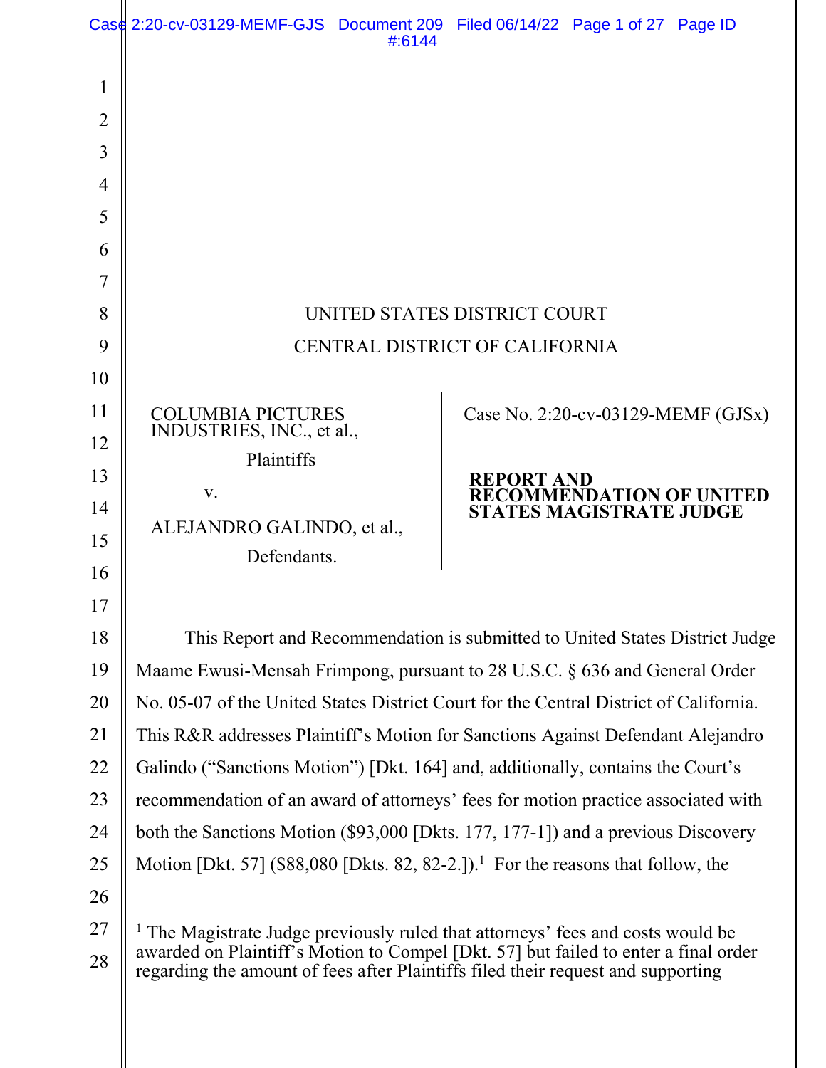UNITED STATES DISTRICT COURT

CENTRAL DISTRICT OF CALIFORNIA

| | |
|---|---|
| COLUMBIA PICTURES INDUSTRIES, INC., et al., Plaintiffs v. ALEJANDRO GALINDO, et al., Defendants. | Case No. 2:20-cv-03129-MEMF (GJSx) **REPORT AND RECOMMENDATION OF UNITED STATES MAGISTRATE JUDGE** |

This Report and Recommendation is submitted to United States District Judge Maame Ewusi-Mensah Frimpong, pursuant to 28 U.S.C. § 636 and General Order No. 05-07 of the United States District Court for the Central District of California. This R&R addresses Plaintiff's Motion for Sanctions Against Defendant Alejandro Galindo ("Sanctions Motion") [Dkt. 164] and, additionally, contains the Court's recommendation of an award of attorneys' fees for motion practice associated with both the Sanctions Motion ($93,000 [Dkts. 177, 177-1]) and a previous Discovery Motion [Dkt. 57] ($88,080 [Dkts. 82, 82-2.]).[1] For the reasons that follow, the

---

[1] The Magistrate Judge previously ruled that attorneys' fees and costs would be awarded on Plaintiff's Motion to Compel [Dkt. 57] but failed to enter a final order regarding the amount of fees after Plaintiffs filed their request and supporting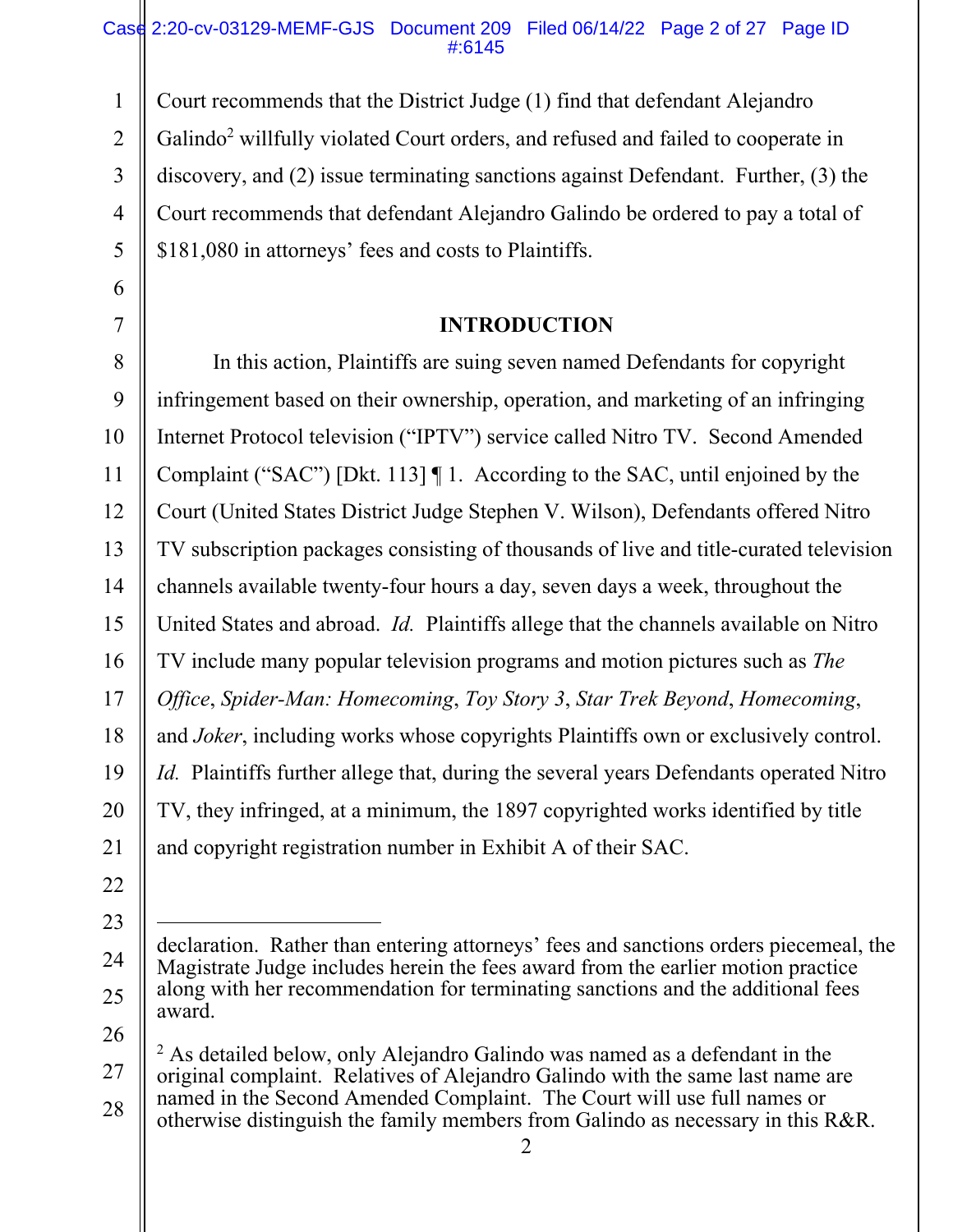Court recommends that the District Judge (1) find that defendant Alejandro Galindo[2] willfully violated Court orders, and refused and failed to cooperate in discovery, and (2) issue terminating sanctions against Defendant. Further, (3) the Court recommends that defendant Alejandro Galindo be ordered to pay a total of $181,080 in attorneys' fees and costs to Plaintiffs.

## INTRODUCTION

In this action, Plaintiffs are suing seven named Defendants for copyright infringement based on their ownership, operation, and marketing of an infringing Internet Protocol television ("IPTV") service called Nitro TV. Second Amended Complaint ("SAC") [Dkt. 113] ¶ 1. According to the SAC, until enjoined by the Court (United States District Judge Stephen V. Wilson), Defendants offered Nitro TV subscription packages consisting of thousands of live and title-curated television channels available twenty-four hours a day, seven days a week, throughout the United States and abroad. *Id.* Plaintiffs allege that the channels available on Nitro TV include many popular television programs and motion pictures such as *The Office*, *Spider-Man: Homecoming*, *Toy Story 3*, *Star Trek Beyond*, *Homecoming*, and *Joker*, including works whose copyrights Plaintiffs own or exclusively control. *Id.* Plaintiffs further allege that, during the several years Defendants operated Nitro TV, they infringed, at a minimum, the 1897 copyrighted works identified by title and copyright registration number in Exhibit A of their SAC.

---

declaration. Rather than entering attorneys' fees and sanctions orders piecemeal, the Magistrate Judge includes herein the fees award from the earlier motion practice along with her recommendation for terminating sanctions and the additional fees award.

[2] As detailed below, only Alejandro Galindo was named as a defendant in the original complaint. Relatives of Alejandro Galindo with the same last name are named in the Second Amended Complaint. The Court will use full names or otherwise distinguish the family members from Galindo as necessary in this R&R.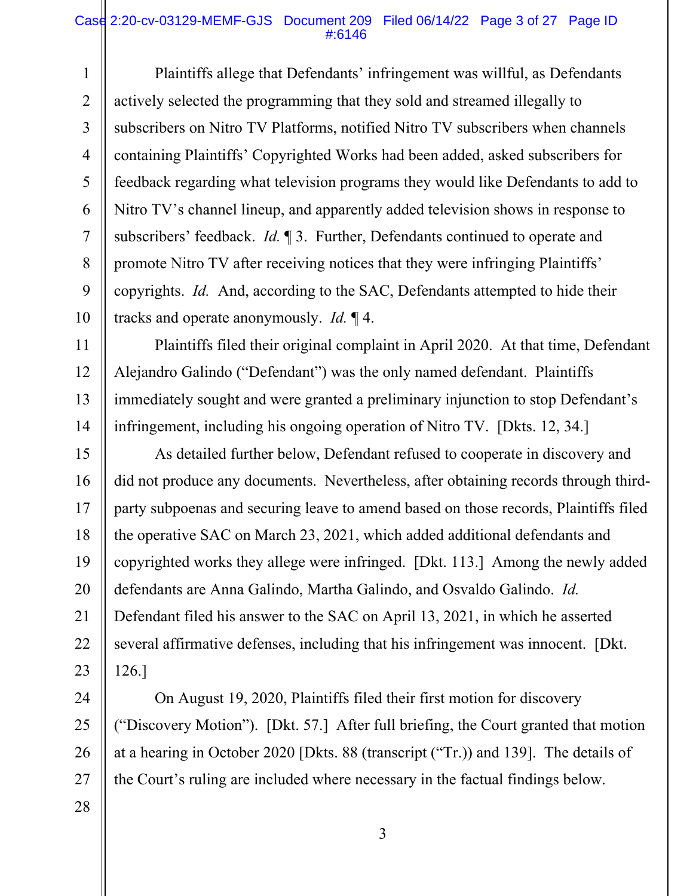Plaintiffs allege that Defendants' infringement was willful, as Defendants actively selected the programming that they sold and streamed illegally to subscribers on Nitro TV Platforms, notified Nitro TV subscribers when channels containing Plaintiffs' Copyrighted Works had been added, asked subscribers for feedback regarding what television programs they would like Defendants to add to Nitro TV's channel lineup, and apparently added television shows in response to subscribers' feedback. *Id.* ¶ 3. Further, Defendants continued to operate and promote Nitro TV after receiving notices that they were infringing Plaintiffs' copyrights. *Id.* And, according to the SAC, Defendants attempted to hide their tracks and operate anonymously. *Id.* ¶ 4.

Plaintiffs filed their original complaint in April 2020. At that time, Defendant Alejandro Galindo ("Defendant") was the only named defendant. Plaintiffs immediately sought and were granted a preliminary injunction to stop Defendant's infringement, including his ongoing operation of Nitro TV. [Dkts. 12, 34.]

As detailed further below, Defendant refused to cooperate in discovery and did not produce any documents. Nevertheless, after obtaining records through third-party subpoenas and securing leave to amend based on those records, Plaintiffs filed the operative SAC on March 23, 2021, which added additional defendants and copyrighted works they allege were infringed. [Dkt. 113.] Among the newly added defendants are Anna Galindo, Martha Galindo, and Osvaldo Galindo. *Id.* Defendant filed his answer to the SAC on April 13, 2021, in which he asserted several affirmative defenses, including that his infringement was innocent. [Dkt. 126.]

On August 19, 2020, Plaintiffs filed their first motion for discovery ("Discovery Motion"). [Dkt. 57.] After full briefing, the Court granted that motion at a hearing in October 2020 [Dkts. 88 (transcript ("Tr.)) and 139]. The details of the Court's ruling are included where necessary in the factual findings below.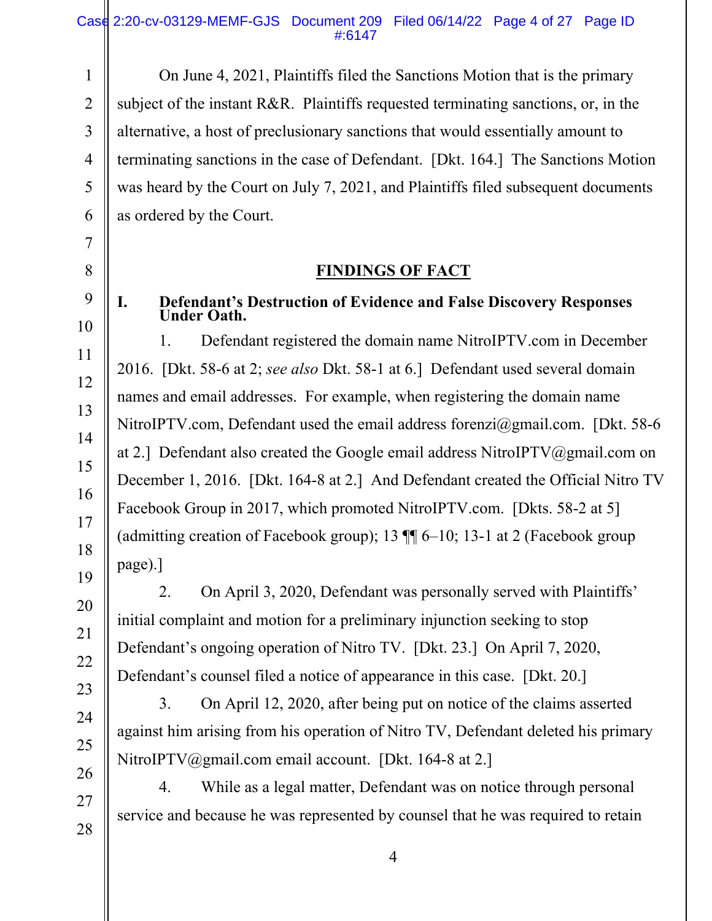On June 4, 2021, Plaintiffs filed the Sanctions Motion that is the primary subject of the instant R&R. Plaintiffs requested terminating sanctions, or, in the alternative, a host of preclusionary sanctions that would essentially amount to terminating sanctions in the case of Defendant. [Dkt. 164.] The Sanctions Motion was heard by the Court on July 7, 2021, and Plaintiffs filed subsequent documents as ordered by the Court.

## FINDINGS OF FACT

### I. Defendant's Destruction of Evidence and False Discovery Responses Under Oath.

1. Defendant registered the domain name NitroIPTV.com in December 2016. [Dkt. 58-6 at 2; *see also* Dkt. 58-1 at 6.] Defendant used several domain names and email addresses. For example, when registering the domain name NitroIPTV.com, Defendant used the email address forenzi@gmail.com. [Dkt. 58-6 at 2.] Defendant also created the Google email address NitroIPTV@gmail.com on December 1, 2016. [Dkt. 164-8 at 2.] And Defendant created the Official Nitro TV Facebook Group in 2017, which promoted NitroIPTV.com. [Dkts. 58-2 at 5] (admitting creation of Facebook group); 13 ¶¶ 6–10; 13-1 at 2 (Facebook group page).]

2. On April 3, 2020, Defendant was personally served with Plaintiffs' initial complaint and motion for a preliminary injunction seeking to stop Defendant's ongoing operation of Nitro TV. [Dkt. 23.] On April 7, 2020, Defendant's counsel filed a notice of appearance in this case. [Dkt. 20.]

3. On April 12, 2020, after being put on notice of the claims asserted against him arising from his operation of Nitro TV, Defendant deleted his primary NitroIPTV@gmail.com email account. [Dkt. 164-8 at 2.]

4. While as a legal matter, Defendant was on notice through personal service and because he was represented by counsel that he was required to retain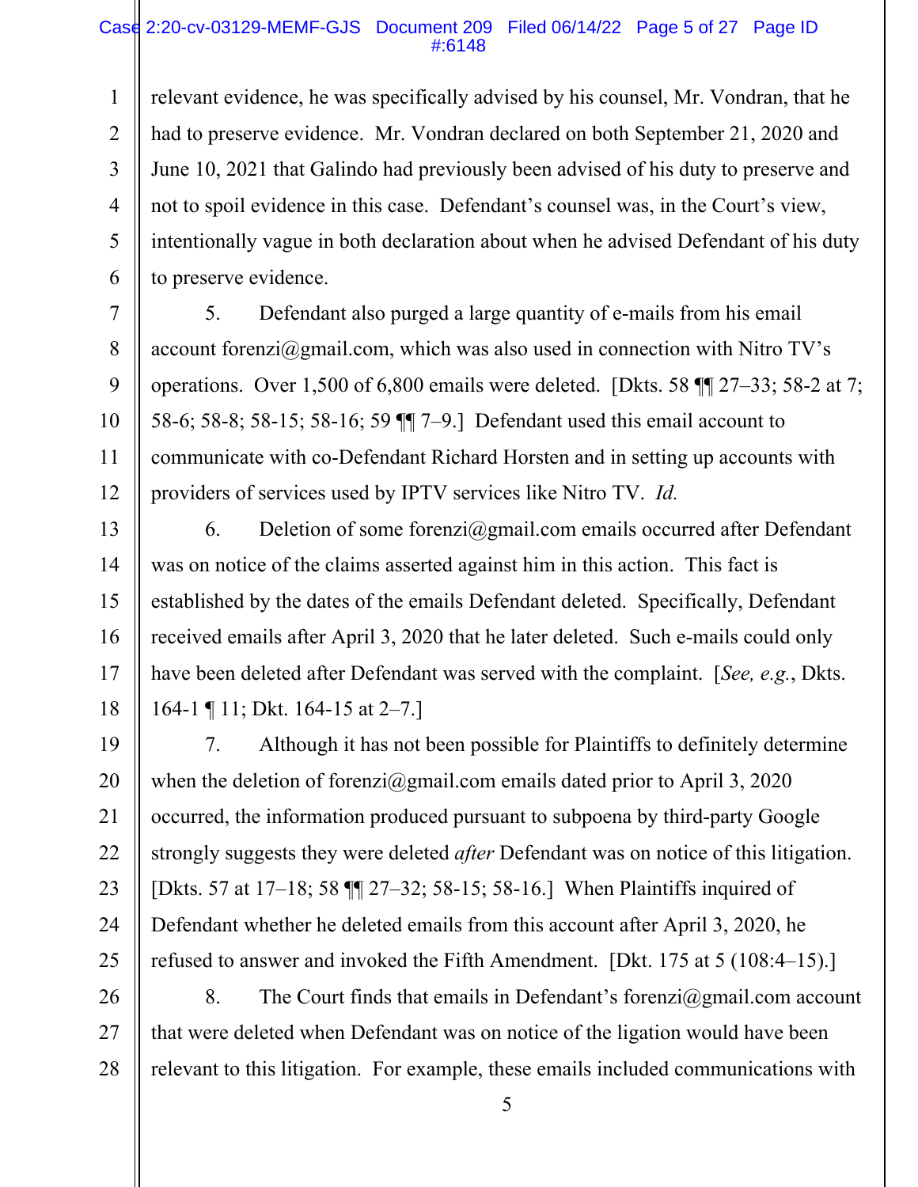relevant evidence, he was specifically advised by his counsel, Mr. Vondran, that he had to preserve evidence. Mr. Vondran declared on both September 21, 2020 and June 10, 2021 that Galindo had previously been advised of his duty to preserve and not to spoil evidence in this case. Defendant's counsel was, in the Court's view, intentionally vague in both declaration about when he advised Defendant of his duty to preserve evidence.

5. Defendant also purged a large quantity of e-mails from his email account forenzi@gmail.com, which was also used in connection with Nitro TV's operations. Over 1,500 of 6,800 emails were deleted. [Dkts. 58 ¶¶ 27–33; 58-2 at 7; 58-6; 58-8; 58-15; 58-16; 59 ¶¶ 7–9.] Defendant used this email account to communicate with co-Defendant Richard Horsten and in setting up accounts with providers of services used by IPTV services like Nitro TV. *Id.*

6. Deletion of some forenzi@gmail.com emails occurred after Defendant was on notice of the claims asserted against him in this action. This fact is established by the dates of the emails Defendant deleted. Specifically, Defendant received emails after April 3, 2020 that he later deleted. Such e-mails could only have been deleted after Defendant was served with the complaint. [*See, e.g.*, Dkts. 164-1 ¶ 11; Dkt. 164-15 at 2–7.]

7. Although it has not been possible for Plaintiffs to definitely determine when the deletion of forenzi@gmail.com emails dated prior to April 3, 2020 occurred, the information produced pursuant to subpoena by third-party Google strongly suggests they were deleted *after* Defendant was on notice of this litigation. [Dkts. 57 at 17–18; 58 ¶¶ 27–32; 58-15; 58-16.] When Plaintiffs inquired of Defendant whether he deleted emails from this account after April 3, 2020, he refused to answer and invoked the Fifth Amendment. [Dkt. 175 at 5 (108:4–15).]

8. The Court finds that emails in Defendant's forenzi@gmail.com account that were deleted when Defendant was on notice of the ligation would have been relevant to this litigation. For example, these emails included communications with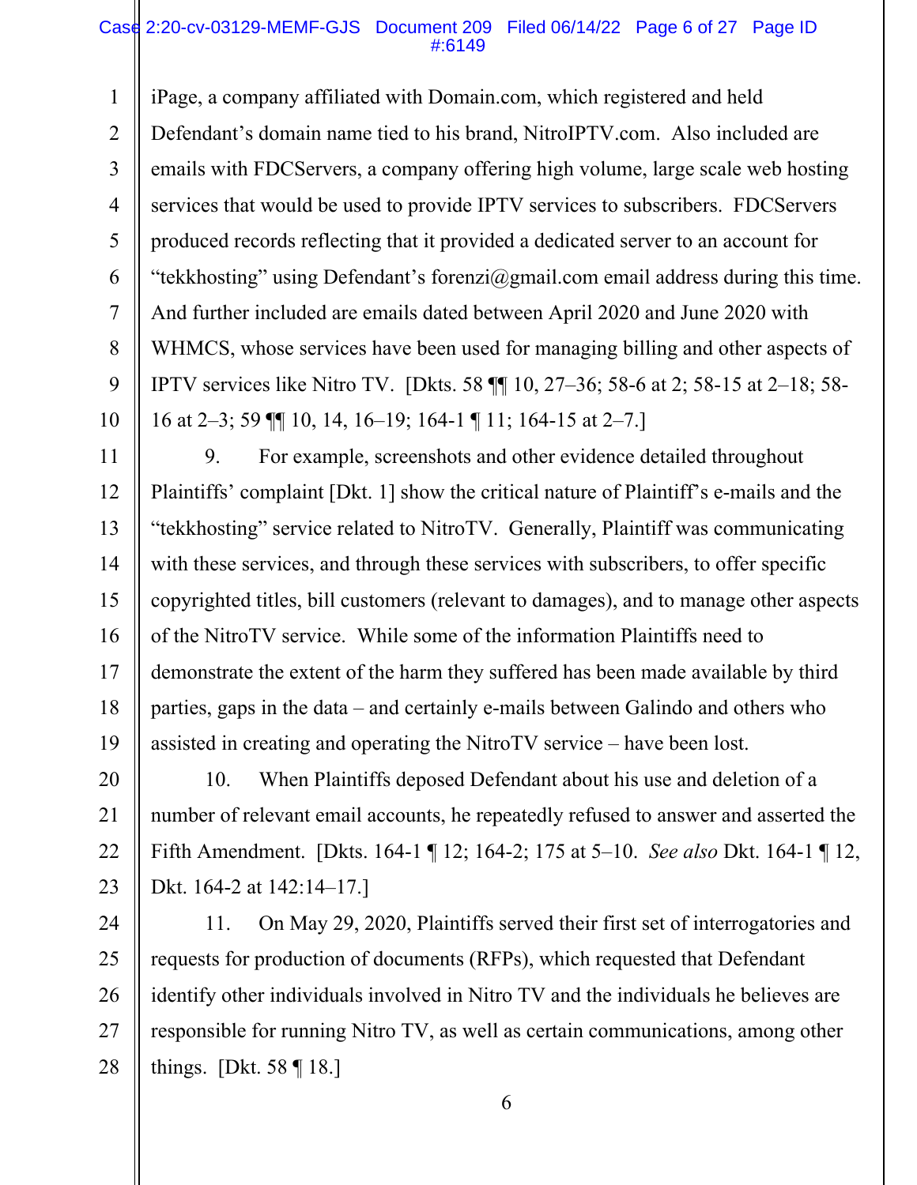iPage, a company affiliated with Domain.com, which registered and held Defendant's domain name tied to his brand, NitroIPTV.com. Also included are emails with FDCServers, a company offering high volume, large scale web hosting services that would be used to provide IPTV services to subscribers. FDCServers produced records reflecting that it provided a dedicated server to an account for "tekkhosting" using Defendant's forenzi@gmail.com email address during this time. And further included are emails dated between April 2020 and June 2020 with WHMCS, whose services have been used for managing billing and other aspects of IPTV services like Nitro TV. [Dkts. 58 ¶¶ 10, 27–36; 58-6 at 2; 58-15 at 2–18; 58-16 at 2–3; 59 ¶¶ 10, 14, 16–19; 164-1 ¶ 11; 164-15 at 2–7.]

9. For example, screenshots and other evidence detailed throughout Plaintiffs' complaint [Dkt. 1] show the critical nature of Plaintiff's e-mails and the "tekkhosting" service related to NitroTV. Generally, Plaintiff was communicating with these services, and through these services with subscribers, to offer specific copyrighted titles, bill customers (relevant to damages), and to manage other aspects of the NitroTV service. While some of the information Plaintiffs need to demonstrate the extent of the harm they suffered has been made available by third parties, gaps in the data – and certainly e-mails between Galindo and others who assisted in creating and operating the NitroTV service – have been lost.

10. When Plaintiffs deposed Defendant about his use and deletion of a number of relevant email accounts, he repeatedly refused to answer and asserted the Fifth Amendment. [Dkts. 164-1 ¶ 12; 164-2; 175 at 5–10. *See also* Dkt. 164-1 ¶ 12, Dkt. 164-2 at 142:14–17.]

11. On May 29, 2020, Plaintiffs served their first set of interrogatories and requests for production of documents (RFPs), which requested that Defendant identify other individuals involved in Nitro TV and the individuals he believes are responsible for running Nitro TV, as well as certain communications, among other things. [Dkt. 58 ¶ 18.]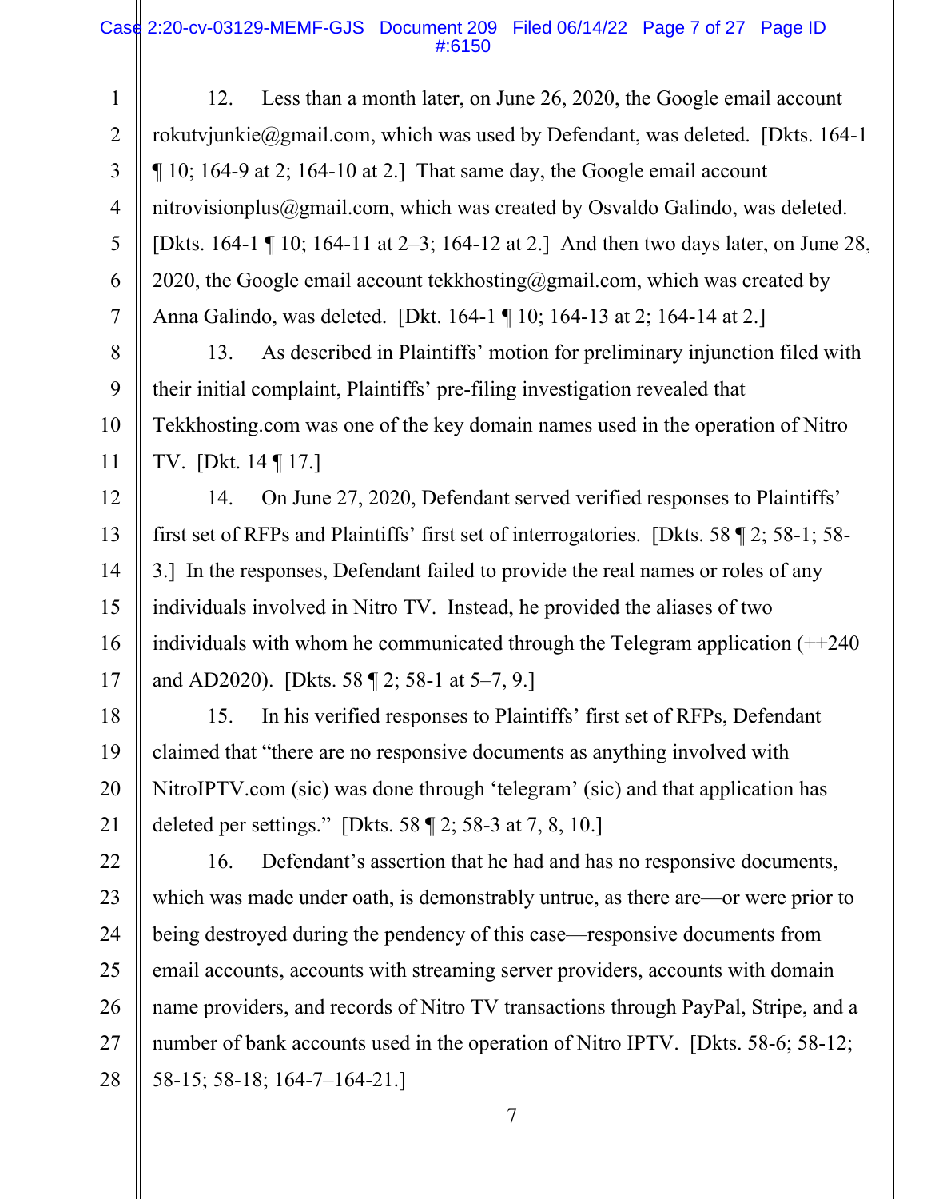12. Less than a month later, on June 26, 2020, the Google email account rokutvjunkie@gmail.com, which was used by Defendant, was deleted. [Dkts. 164-1 ¶ 10; 164-9 at 2; 164-10 at 2.] That same day, the Google email account nitrovisionplus@gmail.com, which was created by Osvaldo Galindo, was deleted. [Dkts. 164-1 ¶ 10; 164-11 at 2–3; 164-12 at 2.] And then two days later, on June 28, 2020, the Google email account tekkhosting@gmail.com, which was created by Anna Galindo, was deleted. [Dkt. 164-1 ¶ 10; 164-13 at 2; 164-14 at 2.]

13. As described in Plaintiffs' motion for preliminary injunction filed with their initial complaint, Plaintiffs' pre-filing investigation revealed that Tekkhosting.com was one of the key domain names used in the operation of Nitro TV. [Dkt. 14 ¶ 17.]

14. On June 27, 2020, Defendant served verified responses to Plaintiffs' first set of RFPs and Plaintiffs' first set of interrogatories. [Dkts. 58 ¶ 2; 58-1; 58-3.] In the responses, Defendant failed to provide the real names or roles of any individuals involved in Nitro TV. Instead, he provided the aliases of two individuals with whom he communicated through the Telegram application (++240 and AD2020). [Dkts. 58 ¶ 2; 58-1 at 5–7, 9.]

15. In his verified responses to Plaintiffs' first set of RFPs, Defendant claimed that "there are no responsive documents as anything involved with NitroIPTV.com (sic) was done through 'telegram' (sic) and that application has deleted per settings." [Dkts. 58 ¶ 2; 58-3 at 7, 8, 10.]

16. Defendant's assertion that he had and has no responsive documents, which was made under oath, is demonstrably untrue, as there are—or were prior to being destroyed during the pendency of this case—responsive documents from email accounts, accounts with streaming server providers, accounts with domain name providers, and records of Nitro TV transactions through PayPal, Stripe, and a number of bank accounts used in the operation of Nitro IPTV. [Dkts. 58-6; 58-12; 58-15; 58-18; 164-7–164-21.]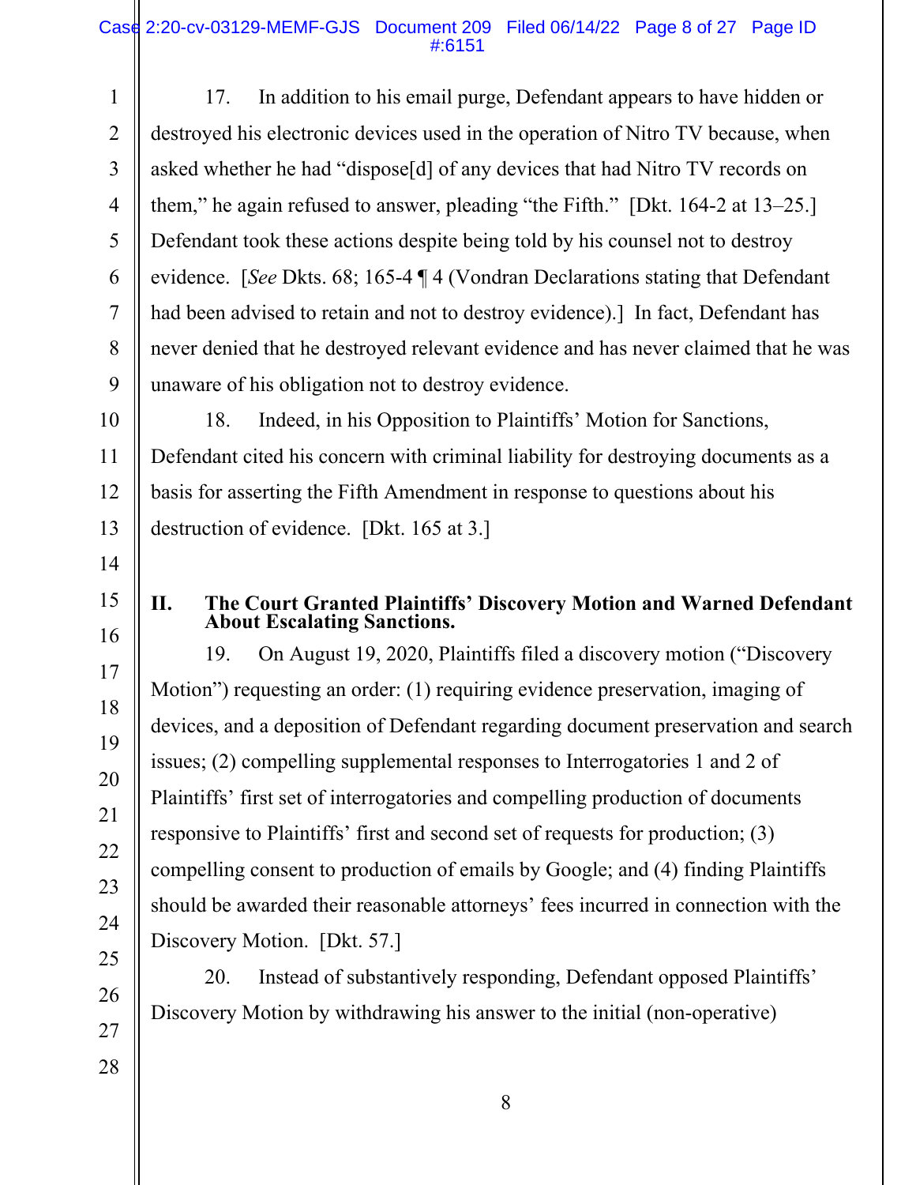17. In addition to his email purge, Defendant appears to have hidden or destroyed his electronic devices used in the operation of Nitro TV because, when asked whether he had "dispose[d] of any devices that had Nitro TV records on them," he again refused to answer, pleading "the Fifth." [Dkt. 164-2 at 13–25.] Defendant took these actions despite being told by his counsel not to destroy evidence. [*See* Dkts. 68; 165-4 ¶ 4 (Vondran Declarations stating that Defendant had been advised to retain and not to destroy evidence).] In fact, Defendant has never denied that he destroyed relevant evidence and has never claimed that he was unaware of his obligation not to destroy evidence.

18. Indeed, in his Opposition to Plaintiffs' Motion for Sanctions, Defendant cited his concern with criminal liability for destroying documents as a basis for asserting the Fifth Amendment in response to questions about his destruction of evidence. [Dkt. 165 at 3.]

## II. The Court Granted Plaintiffs' Discovery Motion and Warned Defendant About Escalating Sanctions.

19. On August 19, 2020, Plaintiffs filed a discovery motion ("Discovery Motion") requesting an order: (1) requiring evidence preservation, imaging of devices, and a deposition of Defendant regarding document preservation and search issues; (2) compelling supplemental responses to Interrogatories 1 and 2 of Plaintiffs' first set of interrogatories and compelling production of documents responsive to Plaintiffs' first and second set of requests for production; (3) compelling consent to production of emails by Google; and (4) finding Plaintiffs should be awarded their reasonable attorneys' fees incurred in connection with the Discovery Motion. [Dkt. 57.]

20. Instead of substantively responding, Defendant opposed Plaintiffs' Discovery Motion by withdrawing his answer to the initial (non-operative)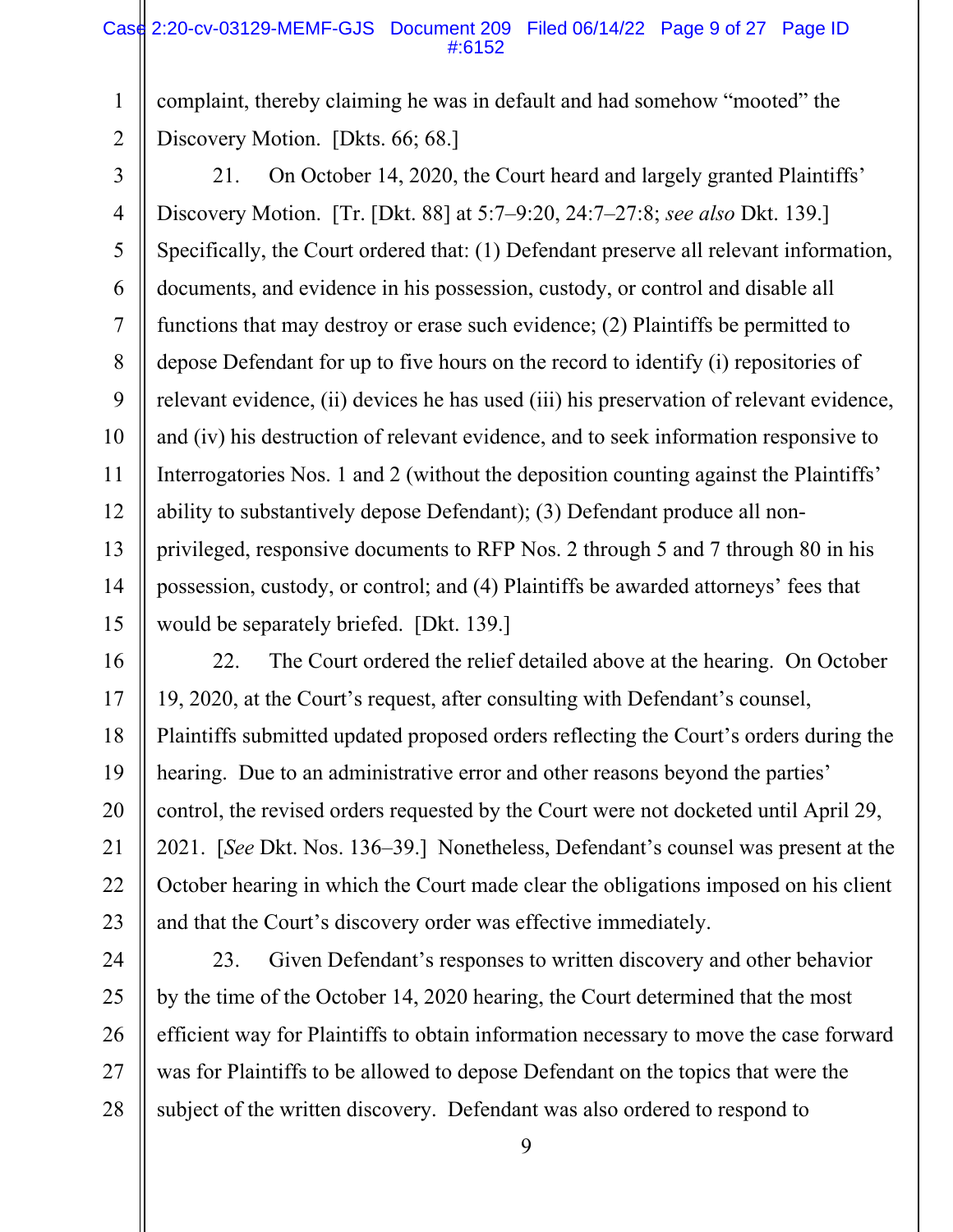complaint, thereby claiming he was in default and had somehow "mooted" the Discovery Motion. [Dkts. 66; 68.]

21. On October 14, 2020, the Court heard and largely granted Plaintiffs' Discovery Motion. [Tr. [Dkt. 88] at 5:7–9:20, 24:7–27:8; *see also* Dkt. 139.] Specifically, the Court ordered that: (1) Defendant preserve all relevant information, documents, and evidence in his possession, custody, or control and disable all functions that may destroy or erase such evidence; (2) Plaintiffs be permitted to depose Defendant for up to five hours on the record to identify (i) repositories of relevant evidence, (ii) devices he has used (iii) his preservation of relevant evidence, and (iv) his destruction of relevant evidence, and to seek information responsive to Interrogatories Nos. 1 and 2 (without the deposition counting against the Plaintiffs' ability to substantively depose Defendant); (3) Defendant produce all non-privileged, responsive documents to RFP Nos. 2 through 5 and 7 through 80 in his possession, custody, or control; and (4) Plaintiffs be awarded attorneys' fees that would be separately briefed. [Dkt. 139.]

22. The Court ordered the relief detailed above at the hearing. On October 19, 2020, at the Court's request, after consulting with Defendant's counsel, Plaintiffs submitted updated proposed orders reflecting the Court's orders during the hearing. Due to an administrative error and other reasons beyond the parties' control, the revised orders requested by the Court were not docketed until April 29, 2021. [*See* Dkt. Nos. 136–39.] Nonetheless, Defendant's counsel was present at the October hearing in which the Court made clear the obligations imposed on his client and that the Court's discovery order was effective immediately.

23. Given Defendant's responses to written discovery and other behavior by the time of the October 14, 2020 hearing, the Court determined that the most efficient way for Plaintiffs to obtain information necessary to move the case forward was for Plaintiffs to be allowed to depose Defendant on the topics that were the subject of the written discovery. Defendant was also ordered to respond to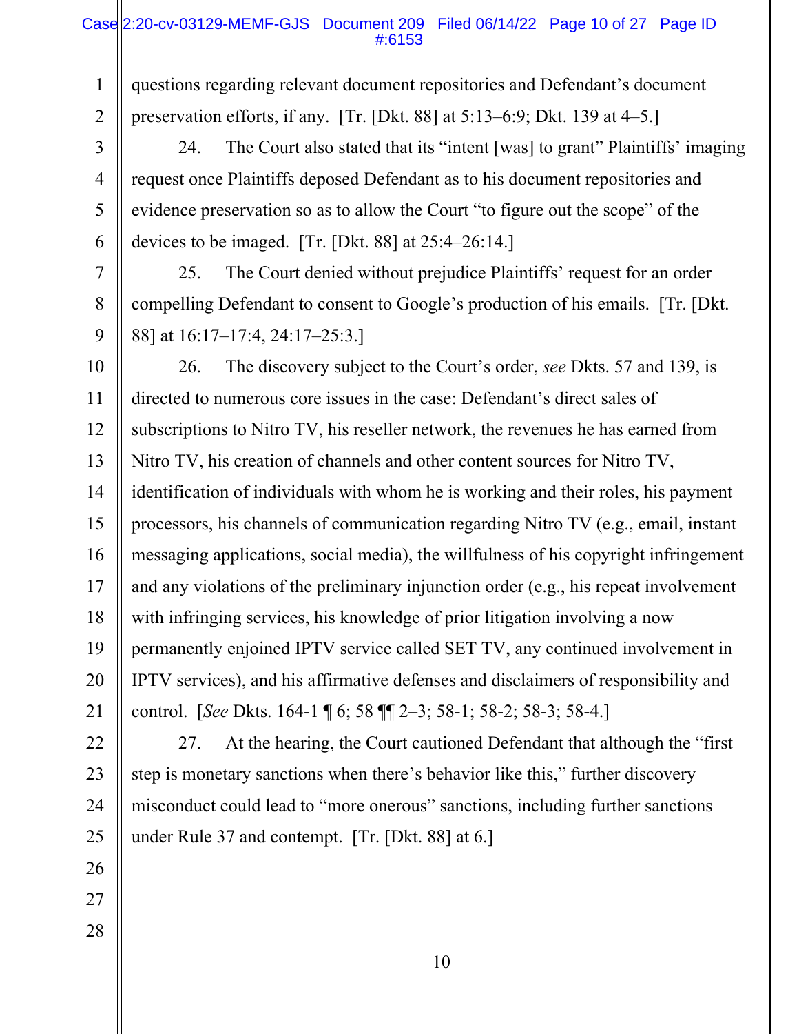questions regarding relevant document repositories and Defendant's document preservation efforts, if any. [Tr. [Dkt. 88] at 5:13–6:9; Dkt. 139 at 4–5.]

24. The Court also stated that its "intent [was] to grant" Plaintiffs' imaging request once Plaintiffs deposed Defendant as to his document repositories and evidence preservation so as to allow the Court "to figure out the scope" of the devices to be imaged. [Tr. [Dkt. 88] at 25:4–26:14.]

25. The Court denied without prejudice Plaintiffs' request for an order compelling Defendant to consent to Google's production of his emails. [Tr. [Dkt. 88] at 16:17–17:4, 24:17–25:3.]

26. The discovery subject to the Court's order, *see* Dkts. 57 and 139, is directed to numerous core issues in the case: Defendant's direct sales of subscriptions to Nitro TV, his reseller network, the revenues he has earned from Nitro TV, his creation of channels and other content sources for Nitro TV, identification of individuals with whom he is working and their roles, his payment processors, his channels of communication regarding Nitro TV (e.g., email, instant messaging applications, social media), the willfulness of his copyright infringement and any violations of the preliminary injunction order (e.g., his repeat involvement with infringing services, his knowledge of prior litigation involving a now permanently enjoined IPTV service called SET TV, any continued involvement in IPTV services), and his affirmative defenses and disclaimers of responsibility and control. [*See* Dkts. 164-1 ¶ 6; 58 ¶¶ 2–3; 58-1; 58-2; 58-3; 58-4.]

27. At the hearing, the Court cautioned Defendant that although the "first step is monetary sanctions when there's behavior like this," further discovery misconduct could lead to "more onerous" sanctions, including further sanctions under Rule 37 and contempt. [Tr. [Dkt. 88] at 6.]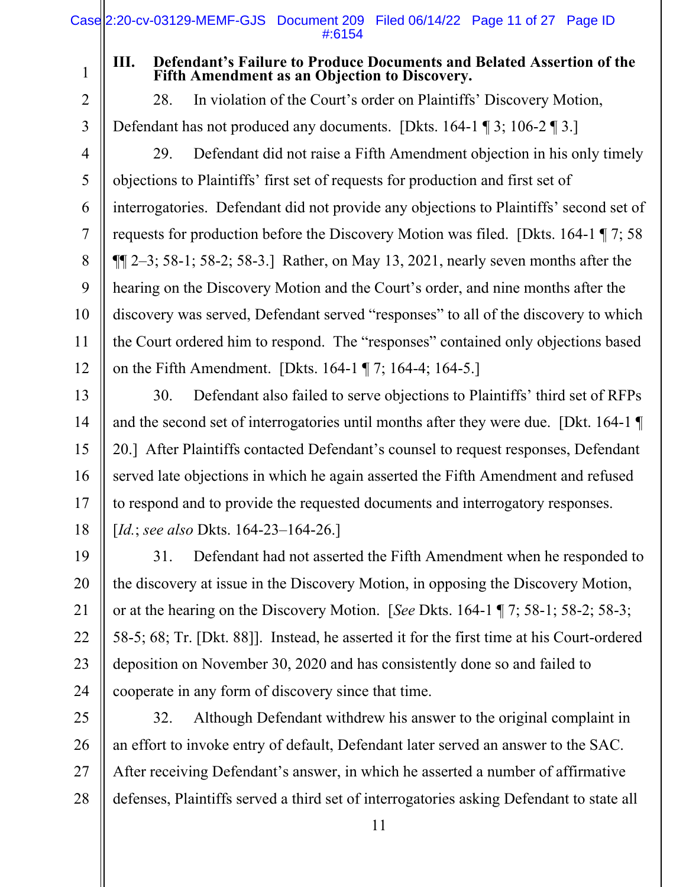### III. Defendant's Failure to Produce Documents and Belated Assertion of the Fifth Amendment as an Objection to Discovery.

28. In violation of the Court's order on Plaintiffs' Discovery Motion, Defendant has not produced any documents. [Dkts. 164-1 ¶ 3; 106-2 ¶ 3.]

29. Defendant did not raise a Fifth Amendment objection in his only timely objections to Plaintiffs' first set of requests for production and first set of interrogatories. Defendant did not provide any objections to Plaintiffs' second set of requests for production before the Discovery Motion was filed. [Dkts. 164-1 ¶ 7; 58 ¶¶ 2–3; 58-1; 58-2; 58-3.] Rather, on May 13, 2021, nearly seven months after the hearing on the Discovery Motion and the Court's order, and nine months after the discovery was served, Defendant served "responses" to all of the discovery to which the Court ordered him to respond. The "responses" contained only objections based on the Fifth Amendment. [Dkts. 164-1 ¶ 7; 164-4; 164-5.]

30. Defendant also failed to serve objections to Plaintiffs' third set of RFPs and the second set of interrogatories until months after they were due. [Dkt. 164-1 ¶ 20.] After Plaintiffs contacted Defendant's counsel to request responses, Defendant served late objections in which he again asserted the Fifth Amendment and refused to respond and to provide the requested documents and interrogatory responses. [*Id.*; *see also* Dkts. 164-23–164-26.]

31. Defendant had not asserted the Fifth Amendment when he responded to the discovery at issue in the Discovery Motion, in opposing the Discovery Motion, or at the hearing on the Discovery Motion. [*See* Dkts. 164-1 ¶ 7; 58-1; 58-2; 58-3; 58-5; 68; Tr. [Dkt. 88]]. Instead, he asserted it for the first time at his Court-ordered deposition on November 30, 2020 and has consistently done so and failed to cooperate in any form of discovery since that time.

32. Although Defendant withdrew his answer to the original complaint in an effort to invoke entry of default, Defendant later served an answer to the SAC. After receiving Defendant's answer, in which he asserted a number of affirmative defenses, Plaintiffs served a third set of interrogatories asking Defendant to state all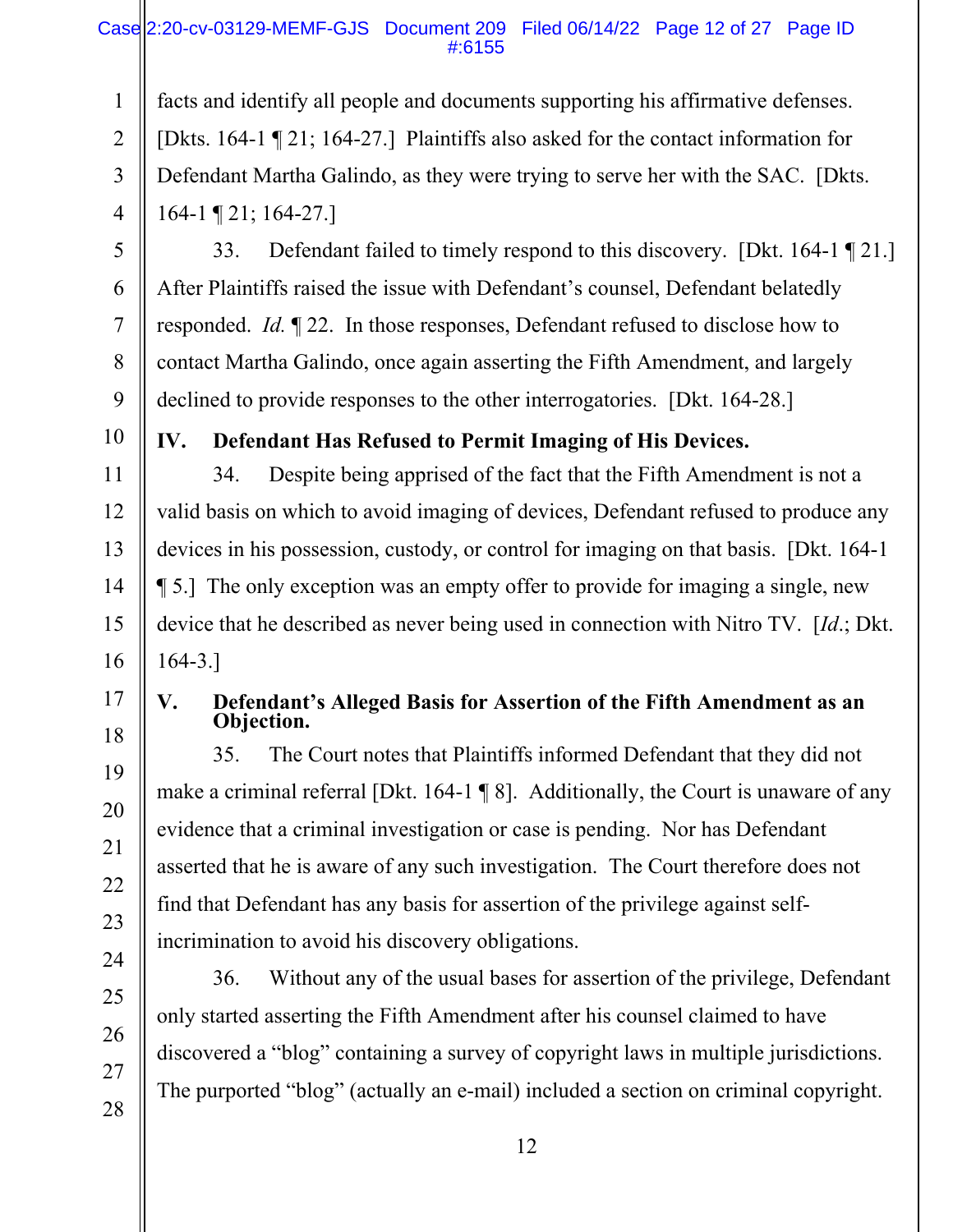facts and identify all people and documents supporting his affirmative defenses. [Dkts. 164-1 ¶ 21; 164-27.] Plaintiffs also asked for the contact information for Defendant Martha Galindo, as they were trying to serve her with the SAC. [Dkts. 164-1 ¶ 21; 164-27.]

33. Defendant failed to timely respond to this discovery. [Dkt. 164-1 ¶ 21.] After Plaintiffs raised the issue with Defendant's counsel, Defendant belatedly responded. *Id.* ¶ 22. In those responses, Defendant refused to disclose how to contact Martha Galindo, once again asserting the Fifth Amendment, and largely declined to provide responses to the other interrogatories. [Dkt. 164-28.]

## IV. Defendant Has Refused to Permit Imaging of His Devices.

34. Despite being apprised of the fact that the Fifth Amendment is not a valid basis on which to avoid imaging of devices, Defendant refused to produce any devices in his possession, custody, or control for imaging on that basis. [Dkt. 164-1 ¶ 5.] The only exception was an empty offer to provide for imaging a single, new device that he described as never being used in connection with Nitro TV. [*Id.*; Dkt. 164-3.]

## V. Defendant's Alleged Basis for Assertion of the Fifth Amendment as an Objection.

35. The Court notes that Plaintiffs informed Defendant that they did not make a criminal referral [Dkt. 164-1 ¶ 8]. Additionally, the Court is unaware of any evidence that a criminal investigation or case is pending. Nor has Defendant asserted that he is aware of any such investigation. The Court therefore does not find that Defendant has any basis for assertion of the privilege against self-incrimination to avoid his discovery obligations.

36. Without any of the usual bases for assertion of the privilege, Defendant only started asserting the Fifth Amendment after his counsel claimed to have discovered a "blog" containing a survey of copyright laws in multiple jurisdictions. The purported "blog" (actually an e-mail) included a section on criminal copyright.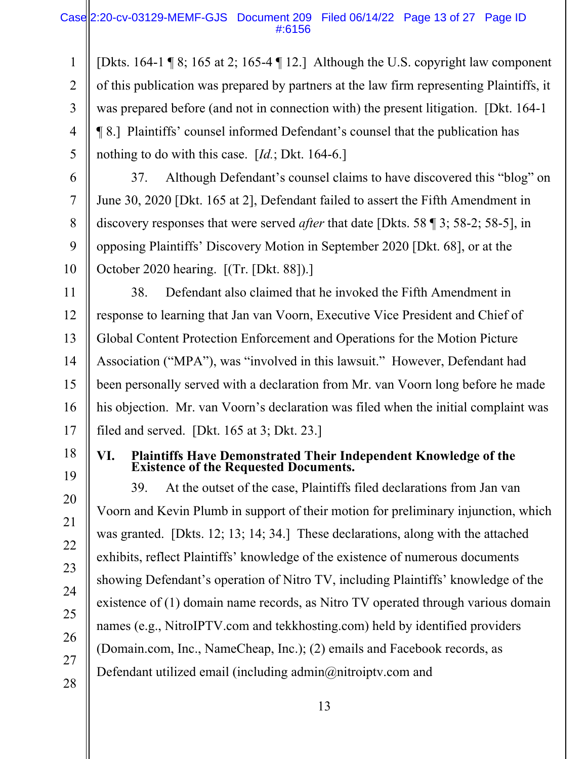[Dkts. 164-1 ¶ 8; 165 at 2; 165-4 ¶ 12.] Although the U.S. copyright law component of this publication was prepared by partners at the law firm representing Plaintiffs, it was prepared before (and not in connection with) the present litigation. [Dkt. 164-1 ¶ 8.] Plaintiffs' counsel informed Defendant's counsel that the publication has nothing to do with this case. [*Id.*; Dkt. 164-6.]

37. Although Defendant's counsel claims to have discovered this "blog" on June 30, 2020 [Dkt. 165 at 2], Defendant failed to assert the Fifth Amendment in discovery responses that were served *after* that date [Dkts. 58 ¶ 3; 58-2; 58-5], in opposing Plaintiffs' Discovery Motion in September 2020 [Dkt. 68], or at the October 2020 hearing. [(Tr. [Dkt. 88]).]

38. Defendant also claimed that he invoked the Fifth Amendment in response to learning that Jan van Voorn, Executive Vice President and Chief of Global Content Protection Enforcement and Operations for the Motion Picture Association ("MPA"), was "involved in this lawsuit." However, Defendant had been personally served with a declaration from Mr. van Voorn long before he made his objection. Mr. van Voorn's declaration was filed when the initial complaint was filed and served. [Dkt. 165 at 3; Dkt. 23.]

## VI. Plaintiffs Have Demonstrated Their Independent Knowledge of the Existence of the Requested Documents.

39. At the outset of the case, Plaintiffs filed declarations from Jan van Voorn and Kevin Plumb in support of their motion for preliminary injunction, which was granted. [Dkts. 12; 13; 14; 34.] These declarations, along with the attached exhibits, reflect Plaintiffs' knowledge of the existence of numerous documents showing Defendant's operation of Nitro TV, including Plaintiffs' knowledge of the existence of (1) domain name records, as Nitro TV operated through various domain names (e.g., NitroIPTV.com and tekkhosting.com) held by identified providers (Domain.com, Inc., NameCheap, Inc.); (2) emails and Facebook records, as Defendant utilized email (including admin@nitroiptv.com and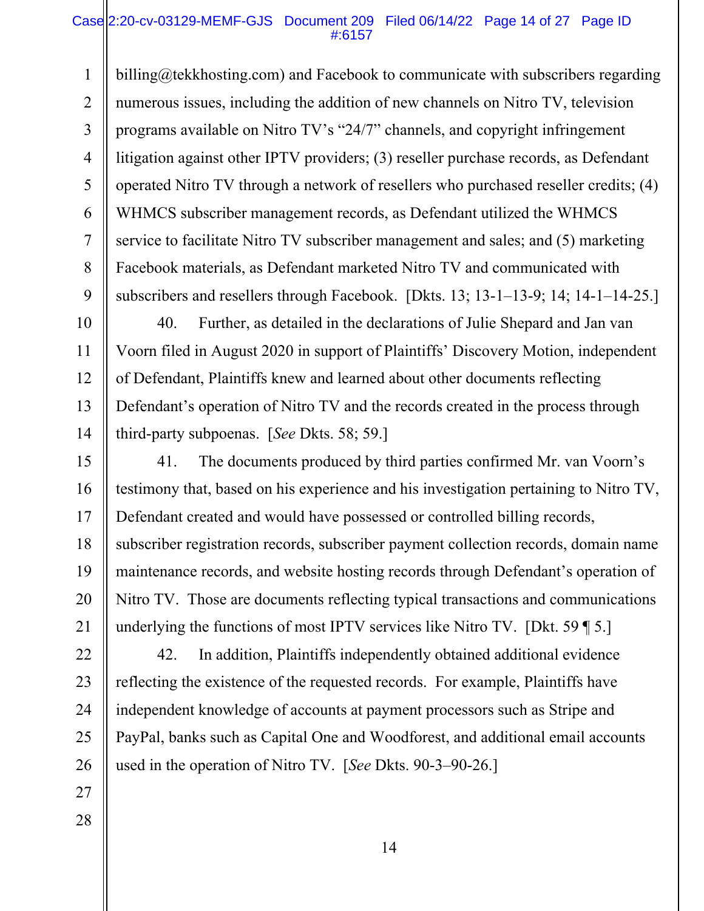billing@tekkhosting.com) and Facebook to communicate with subscribers regarding numerous issues, including the addition of new channels on Nitro TV, television programs available on Nitro TV's "24/7" channels, and copyright infringement litigation against other IPTV providers; (3) reseller purchase records, as Defendant operated Nitro TV through a network of resellers who purchased reseller credits; (4) WHMCS subscriber management records, as Defendant utilized the WHMCS service to facilitate Nitro TV subscriber management and sales; and (5) marketing Facebook materials, as Defendant marketed Nitro TV and communicated with subscribers and resellers through Facebook. [Dkts. 13; 13-1–13-9; 14; 14-1–14-25.]

40. Further, as detailed in the declarations of Julie Shepard and Jan van Voorn filed in August 2020 in support of Plaintiffs' Discovery Motion, independent of Defendant, Plaintiffs knew and learned about other documents reflecting Defendant's operation of Nitro TV and the records created in the process through third-party subpoenas. [*See* Dkts. 58; 59.]

41. The documents produced by third parties confirmed Mr. van Voorn's testimony that, based on his experience and his investigation pertaining to Nitro TV, Defendant created and would have possessed or controlled billing records, subscriber registration records, subscriber payment collection records, domain name maintenance records, and website hosting records through Defendant's operation of Nitro TV. Those are documents reflecting typical transactions and communications underlying the functions of most IPTV services like Nitro TV. [Dkt. 59 ¶ 5.]

42. In addition, Plaintiffs independently obtained additional evidence reflecting the existence of the requested records. For example, Plaintiffs have independent knowledge of accounts at payment processors such as Stripe and PayPal, banks such as Capital One and Woodforest, and additional email accounts used in the operation of Nitro TV. [*See* Dkts. 90-3–90-26.]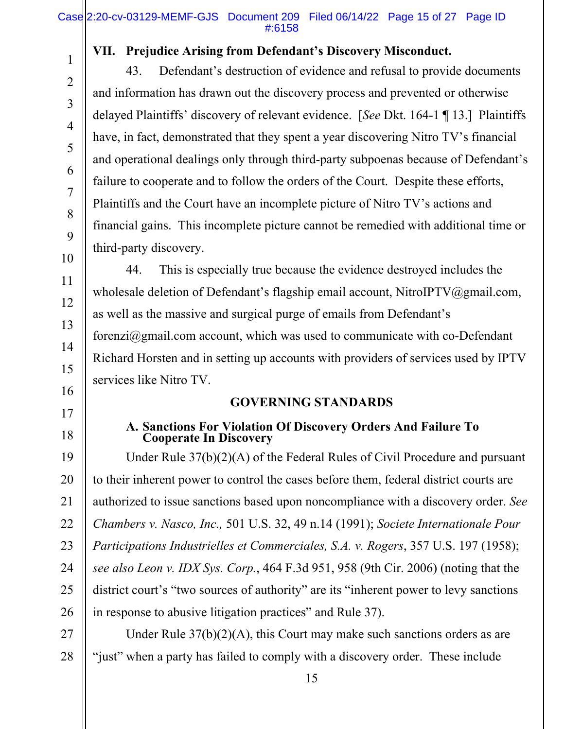## VII. Prejudice Arising from Defendant's Discovery Misconduct.

43. Defendant's destruction of evidence and refusal to provide documents and information has drawn out the discovery process and prevented or otherwise delayed Plaintiffs' discovery of relevant evidence. [*See* Dkt. 164-1 ¶ 13.] Plaintiffs have, in fact, demonstrated that they spent a year discovering Nitro TV's financial and operational dealings only through third-party subpoenas because of Defendant's failure to cooperate and to follow the orders of the Court. Despite these efforts, Plaintiffs and the Court have an incomplete picture of Nitro TV's actions and financial gains. This incomplete picture cannot be remedied with additional time or third-party discovery.

44. This is especially true because the evidence destroyed includes the wholesale deletion of Defendant's flagship email account, NitroIPTV@gmail.com, as well as the massive and surgical purge of emails from Defendant's forenzi@gmail.com account, which was used to communicate with co-Defendant Richard Horsten and in setting up accounts with providers of services used by IPTV services like Nitro TV.

## GOVERNING STANDARDS

### A. Sanctions For Violation Of Discovery Orders And Failure To Cooperate In Discovery

Under Rule 37(b)(2)(A) of the Federal Rules of Civil Procedure and pursuant to their inherent power to control the cases before them, federal district courts are authorized to issue sanctions based upon noncompliance with a discovery order. *See Chambers v. Nasco, Inc.,* 501 U.S. 32, 49 n.14 (1991); *Societe Internationale Pour Participations Industrielles et Commerciales, S.A. v. Rogers*, 357 U.S. 197 (1958); *see also Leon v. IDX Sys. Corp.*, 464 F.3d 951, 958 (9th Cir. 2006) (noting that the district court's "two sources of authority" are its "inherent power to levy sanctions in response to abusive litigation practices" and Rule 37).

Under Rule 37(b)(2)(A), this Court may make such sanctions orders as are "just" when a party has failed to comply with a discovery order. These include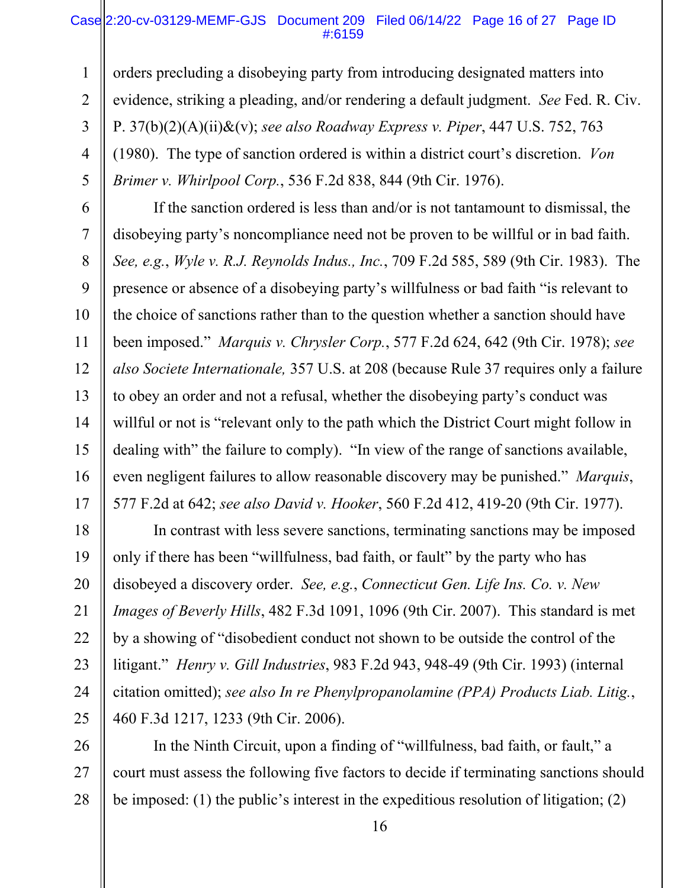orders precluding a disobeying party from introducing designated matters into evidence, striking a pleading, and/or rendering a default judgment. *See* Fed. R. Civ. P. 37(b)(2)(A)(ii)&(v); *see also Roadway Express v. Piper*, 447 U.S. 752, 763 (1980). The type of sanction ordered is within a district court's discretion. *Von Brimer v. Whirlpool Corp.*, 536 F.2d 838, 844 (9th Cir. 1976).

If the sanction ordered is less than and/or is not tantamount to dismissal, the disobeying party's noncompliance need not be proven to be willful or in bad faith. *See, e.g.*, *Wyle v. R.J. Reynolds Indus., Inc.*, 709 F.2d 585, 589 (9th Cir. 1983). The presence or absence of a disobeying party's willfulness or bad faith "is relevant to the choice of sanctions rather than to the question whether a sanction should have been imposed." *Marquis v. Chrysler Corp.*, 577 F.2d 624, 642 (9th Cir. 1978); *see also Societe Internationale,* 357 U.S. at 208 (because Rule 37 requires only a failure to obey an order and not a refusal, whether the disobeying party's conduct was willful or not is "relevant only to the path which the District Court might follow in dealing with" the failure to comply). "In view of the range of sanctions available, even negligent failures to allow reasonable discovery may be punished." *Marquis*, 577 F.2d at 642; *see also David v. Hooker*, 560 F.2d 412, 419-20 (9th Cir. 1977).

In contrast with less severe sanctions, terminating sanctions may be imposed only if there has been "willfulness, bad faith, or fault" by the party who has disobeyed a discovery order. *See, e.g.*, *Connecticut Gen. Life Ins. Co. v. New Images of Beverly Hills*, 482 F.3d 1091, 1096 (9th Cir. 2007). This standard is met by a showing of "disobedient conduct not shown to be outside the control of the litigant." *Henry v. Gill Industries*, 983 F.2d 943, 948-49 (9th Cir. 1993) (internal citation omitted); *see also In re Phenylpropanolamine (PPA) Products Liab. Litig.*, 460 F.3d 1217, 1233 (9th Cir. 2006).

In the Ninth Circuit, upon a finding of "willfulness, bad faith, or fault," a court must assess the following five factors to decide if terminating sanctions should be imposed: (1) the public's interest in the expeditious resolution of litigation; (2)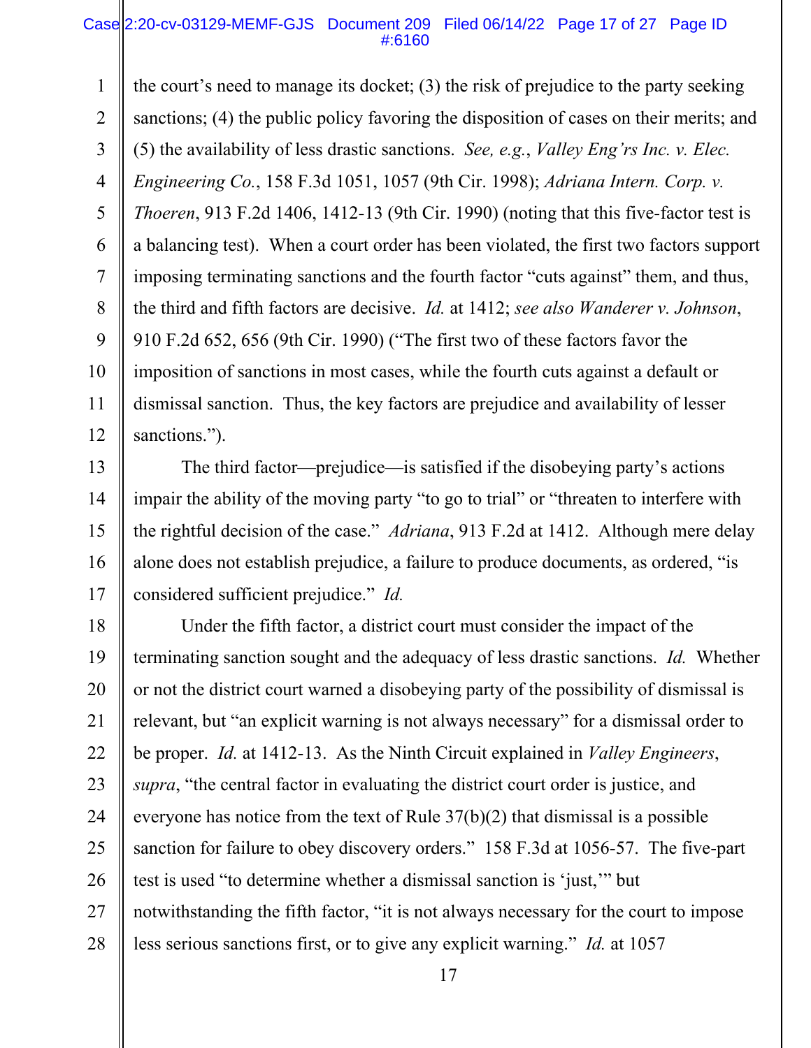the court's need to manage its docket; (3) the risk of prejudice to the party seeking sanctions; (4) the public policy favoring the disposition of cases on their merits; and (5) the availability of less drastic sanctions. *See, e.g.*, *Valley Eng'rs Inc. v. Elec. Engineering Co.*, 158 F.3d 1051, 1057 (9th Cir. 1998); *Adriana Intern. Corp. v. Thoeren*, 913 F.2d 1406, 1412-13 (9th Cir. 1990) (noting that this five-factor test is a balancing test). When a court order has been violated, the first two factors support imposing terminating sanctions and the fourth factor "cuts against" them, and thus, the third and fifth factors are decisive. *Id.* at 1412; *see also Wanderer v. Johnson*, 910 F.2d 652, 656 (9th Cir. 1990) ("The first two of these factors favor the imposition of sanctions in most cases, while the fourth cuts against a default or dismissal sanction. Thus, the key factors are prejudice and availability of lesser sanctions.").

The third factor—prejudice—is satisfied if the disobeying party's actions impair the ability of the moving party "to go to trial" or "threaten to interfere with the rightful decision of the case." *Adriana*, 913 F.2d at 1412. Although mere delay alone does not establish prejudice, a failure to produce documents, as ordered, "is considered sufficient prejudice." *Id.*

Under the fifth factor, a district court must consider the impact of the terminating sanction sought and the adequacy of less drastic sanctions. *Id.* Whether or not the district court warned a disobeying party of the possibility of dismissal is relevant, but "an explicit warning is not always necessary" for a dismissal order to be proper. *Id.* at 1412-13. As the Ninth Circuit explained in *Valley Engineers*, *supra*, "the central factor in evaluating the district court order is justice, and everyone has notice from the text of Rule 37(b)(2) that dismissal is a possible sanction for failure to obey discovery orders." 158 F.3d at 1056-57. The five-part test is used "to determine whether a dismissal sanction is 'just,'" but notwithstanding the fifth factor, "it is not always necessary for the court to impose less serious sanctions first, or to give any explicit warning." *Id.* at 1057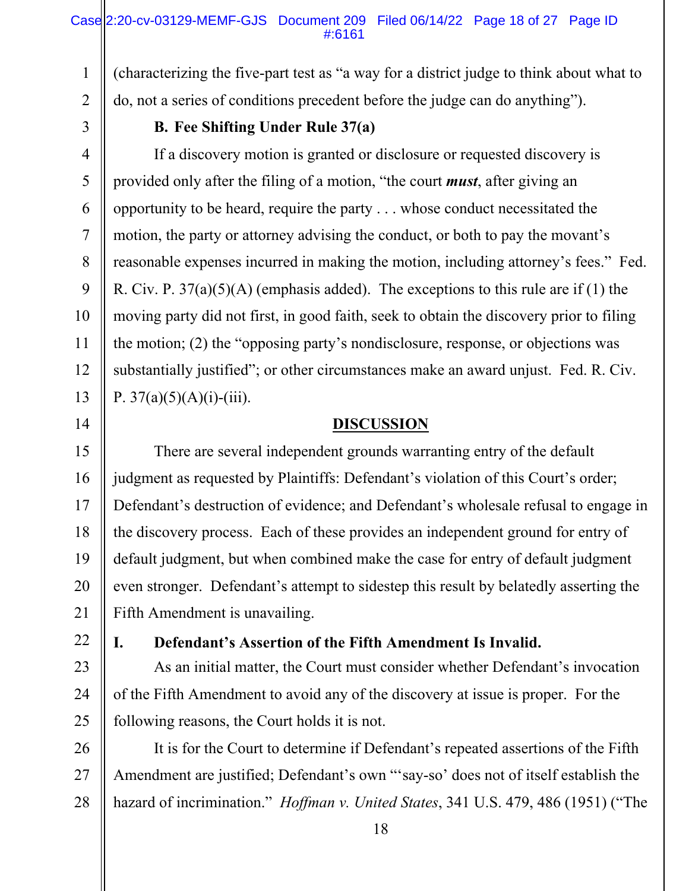(characterizing the five-part test as "a way for a district judge to think about what to do, not a series of conditions precedent before the judge can do anything").

### B. Fee Shifting Under Rule 37(a)

If a discovery motion is granted or disclosure or requested discovery is provided only after the filing of a motion, "the court ***must***, after giving an opportunity to be heard, require the party . . . whose conduct necessitated the motion, the party or attorney advising the conduct, or both to pay the movant's reasonable expenses incurred in making the motion, including attorney's fees." Fed. R. Civ. P. 37(a)(5)(A) (emphasis added). The exceptions to this rule are if (1) the moving party did not first, in good faith, seek to obtain the discovery prior to filing the motion; (2) the "opposing party's nondisclosure, response, or objections was substantially justified"; or other circumstances make an award unjust. Fed. R. Civ. P. 37(a)(5)(A)(i)-(iii).

## DISCUSSION

There are several independent grounds warranting entry of the default judgment as requested by Plaintiffs: Defendant's violation of this Court's order; Defendant's destruction of evidence; and Defendant's wholesale refusal to engage in the discovery process. Each of these provides an independent ground for entry of default judgment, but when combined make the case for entry of default judgment even stronger. Defendant's attempt to sidestep this result by belatedly asserting the Fifth Amendment is unavailing.

### I. Defendant's Assertion of the Fifth Amendment Is Invalid.

As an initial matter, the Court must consider whether Defendant's invocation of the Fifth Amendment to avoid any of the discovery at issue is proper. For the following reasons, the Court holds it is not.

It is for the Court to determine if Defendant's repeated assertions of the Fifth Amendment are justified; Defendant's own "'say-so' does not of itself establish the hazard of incrimination." *Hoffman v. United States*, 341 U.S. 479, 486 (1951) ("The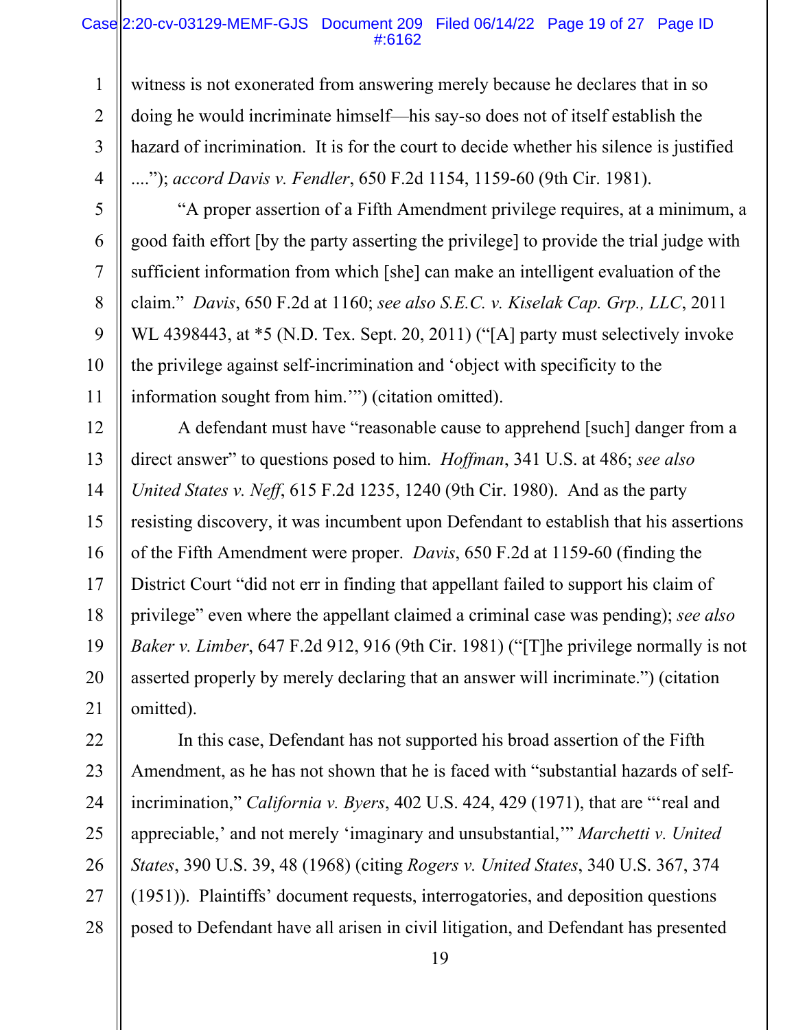witness is not exonerated from answering merely because he declares that in so doing he would incriminate himself—his say-so does not of itself establish the hazard of incrimination. It is for the court to decide whether his silence is justified ...."); *accord Davis v. Fendler*, 650 F.2d 1154, 1159-60 (9th Cir. 1981).

"A proper assertion of a Fifth Amendment privilege requires, at a minimum, a good faith effort [by the party asserting the privilege] to provide the trial judge with sufficient information from which [she] can make an intelligent evaluation of the claim." *Davis*, 650 F.2d at 1160; *see also S.E.C. v. Kiselak Cap. Grp., LLC*, 2011 WL 4398443, at *5 (N.D. Tex. Sept. 20, 2011) ("[A] party must selectively invoke the privilege against self-incrimination and 'object with specificity to the information sought from him.'") (citation omitted).

A defendant must have "reasonable cause to apprehend [such] danger from a direct answer" to questions posed to him. *Hoffman*, 341 U.S. at 486; *see also United States v. Neff*, 615 F.2d 1235, 1240 (9th Cir. 1980). And as the party resisting discovery, it was incumbent upon Defendant to establish that his assertions of the Fifth Amendment were proper. *Davis*, 650 F.2d at 1159-60 (finding the District Court "did not err in finding that appellant failed to support his claim of privilege" even where the appellant claimed a criminal case was pending); *see also Baker v. Limber*, 647 F.2d 912, 916 (9th Cir. 1981) ("[T]he privilege normally is not asserted properly by merely declaring that an answer will incriminate.") (citation omitted).

In this case, Defendant has not supported his broad assertion of the Fifth Amendment, as he has not shown that he is faced with "substantial hazards of self-incrimination," *California v. Byers*, 402 U.S. 424, 429 (1971), that are "'real and appreciable,' and not merely 'imaginary and unsubstantial,'" *Marchetti v. United States*, 390 U.S. 39, 48 (1968) (citing *Rogers v. United States*, 340 U.S. 367, 374 (1951)). Plaintiffs' document requests, interrogatories, and deposition questions posed to Defendant have all arisen in civil litigation, and Defendant has presented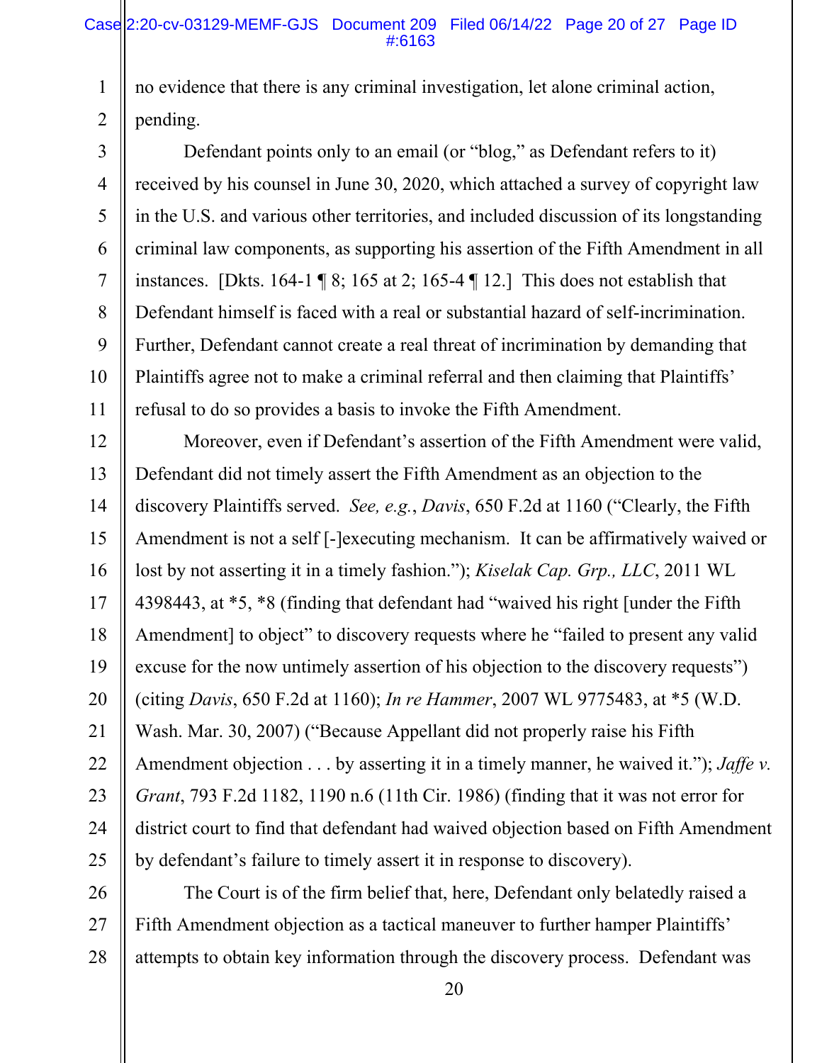no evidence that there is any criminal investigation, let alone criminal action, pending.

Defendant points only to an email (or "blog," as Defendant refers to it) received by his counsel in June 30, 2020, which attached a survey of copyright law in the U.S. and various other territories, and included discussion of its longstanding criminal law components, as supporting his assertion of the Fifth Amendment in all instances. [Dkts. 164-1 ¶ 8; 165 at 2; 165-4 ¶ 12.] This does not establish that Defendant himself is faced with a real or substantial hazard of self-incrimination. Further, Defendant cannot create a real threat of incrimination by demanding that Plaintiffs agree not to make a criminal referral and then claiming that Plaintiffs' refusal to do so provides a basis to invoke the Fifth Amendment.

Moreover, even if Defendant's assertion of the Fifth Amendment were valid, Defendant did not timely assert the Fifth Amendment as an objection to the discovery Plaintiffs served. *See, e.g.*, *Davis*, 650 F.2d at 1160 ("Clearly, the Fifth Amendment is not a self [-]executing mechanism. It can be affirmatively waived or lost by not asserting it in a timely fashion."); *Kiselak Cap. Grp., LLC*, 2011 WL 4398443, at *5, *8 (finding that defendant had "waived his right [under the Fifth Amendment] to object" to discovery requests where he "failed to present any valid excuse for the now untimely assertion of his objection to the discovery requests") (citing *Davis*, 650 F.2d at 1160); *In re Hammer*, 2007 WL 9775483, at *5 (W.D. Wash. Mar. 30, 2007) ("Because Appellant did not properly raise his Fifth Amendment objection . . . by asserting it in a timely manner, he waived it."); *Jaffe v. Grant*, 793 F.2d 1182, 1190 n.6 (11th Cir. 1986) (finding that it was not error for district court to find that defendant had waived objection based on Fifth Amendment by defendant's failure to timely assert it in response to discovery).

The Court is of the firm belief that, here, Defendant only belatedly raised a Fifth Amendment objection as a tactical maneuver to further hamper Plaintiffs' attempts to obtain key information through the discovery process. Defendant was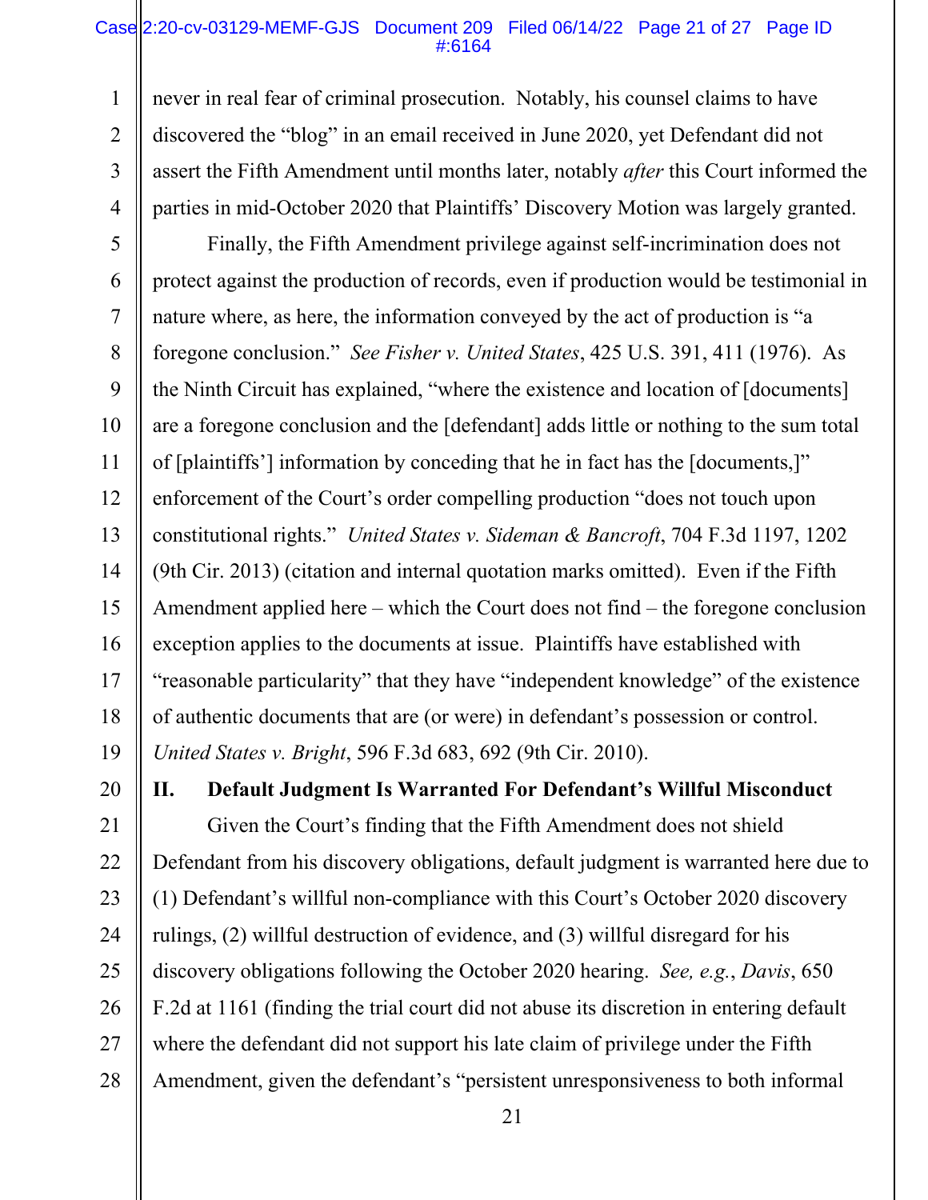never in real fear of criminal prosecution. Notably, his counsel claims to have discovered the "blog" in an email received in June 2020, yet Defendant did not assert the Fifth Amendment until months later, notably *after* this Court informed the parties in mid-October 2020 that Plaintiffs' Discovery Motion was largely granted.

Finally, the Fifth Amendment privilege against self-incrimination does not protect against the production of records, even if production would be testimonial in nature where, as here, the information conveyed by the act of production is "a foregone conclusion." *See Fisher v. United States*, 425 U.S. 391, 411 (1976). As the Ninth Circuit has explained, "where the existence and location of [documents] are a foregone conclusion and the [defendant] adds little or nothing to the sum total of [plaintiffs'] information by conceding that he in fact has the [documents,]" enforcement of the Court's order compelling production "does not touch upon constitutional rights." *United States v. Sideman & Bancroft*, 704 F.3d 1197, 1202 (9th Cir. 2013) (citation and internal quotation marks omitted). Even if the Fifth Amendment applied here – which the Court does not find – the foregone conclusion exception applies to the documents at issue. Plaintiffs have established with "reasonable particularity" that they have "independent knowledge" of the existence of authentic documents that are (or were) in defendant's possession or control. *United States v. Bright*, 596 F.3d 683, 692 (9th Cir. 2010).

## II. Default Judgment Is Warranted For Defendant's Willful Misconduct

Given the Court's finding that the Fifth Amendment does not shield Defendant from his discovery obligations, default judgment is warranted here due to (1) Defendant's willful non-compliance with this Court's October 2020 discovery rulings, (2) willful destruction of evidence, and (3) willful disregard for his discovery obligations following the October 2020 hearing. *See, e.g.*, *Davis*, 650 F.2d at 1161 (finding the trial court did not abuse its discretion in entering default where the defendant did not support his late claim of privilege under the Fifth Amendment, given the defendant's "persistent unresponsiveness to both informal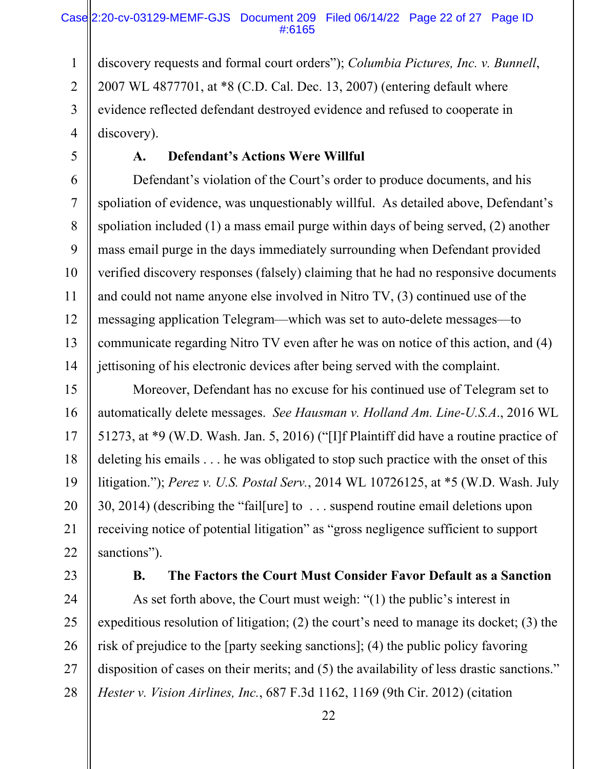discovery requests and formal court orders"); *Columbia Pictures, Inc. v. Bunnell*, 2007 WL 4877701, at *8 (C.D. Cal. Dec. 13, 2007) (entering default where evidence reflected defendant destroyed evidence and refused to cooperate in discovery).

### A. Defendant's Actions Were Willful

Defendant's violation of the Court's order to produce documents, and his spoliation of evidence, was unquestionably willful. As detailed above, Defendant's spoliation included (1) a mass email purge within days of being served, (2) another mass email purge in the days immediately surrounding when Defendant provided verified discovery responses (falsely) claiming that he had no responsive documents and could not name anyone else involved in Nitro TV, (3) continued use of the messaging application Telegram—which was set to auto-delete messages—to communicate regarding Nitro TV even after he was on notice of this action, and (4) jettisoning of his electronic devices after being served with the complaint.

Moreover, Defendant has no excuse for his continued use of Telegram set to automatically delete messages. *See Hausman v. Holland Am. Line-U.S.A.*, 2016 WL 51273, at *9 (W.D. Wash. Jan. 5, 2016) ("[I]f Plaintiff did have a routine practice of deleting his emails . . . he was obligated to stop such practice with the onset of this litigation."); *Perez v. U.S. Postal Serv.*, 2014 WL 10726125, at *5 (W.D. Wash. July 30, 2014) (describing the "fail[ure] to . . . suspend routine email deletions upon receiving notice of potential litigation" as "gross negligence sufficient to support sanctions").

### B. The Factors the Court Must Consider Favor Default as a Sanction

As set forth above, the Court must weigh: "(1) the public's interest in expeditious resolution of litigation; (2) the court's need to manage its docket; (3) the risk of prejudice to the [party seeking sanctions]; (4) the public policy favoring disposition of cases on their merits; and (5) the availability of less drastic sanctions." *Hester v. Vision Airlines, Inc.*, 687 F.3d 1162, 1169 (9th Cir. 2012) (citation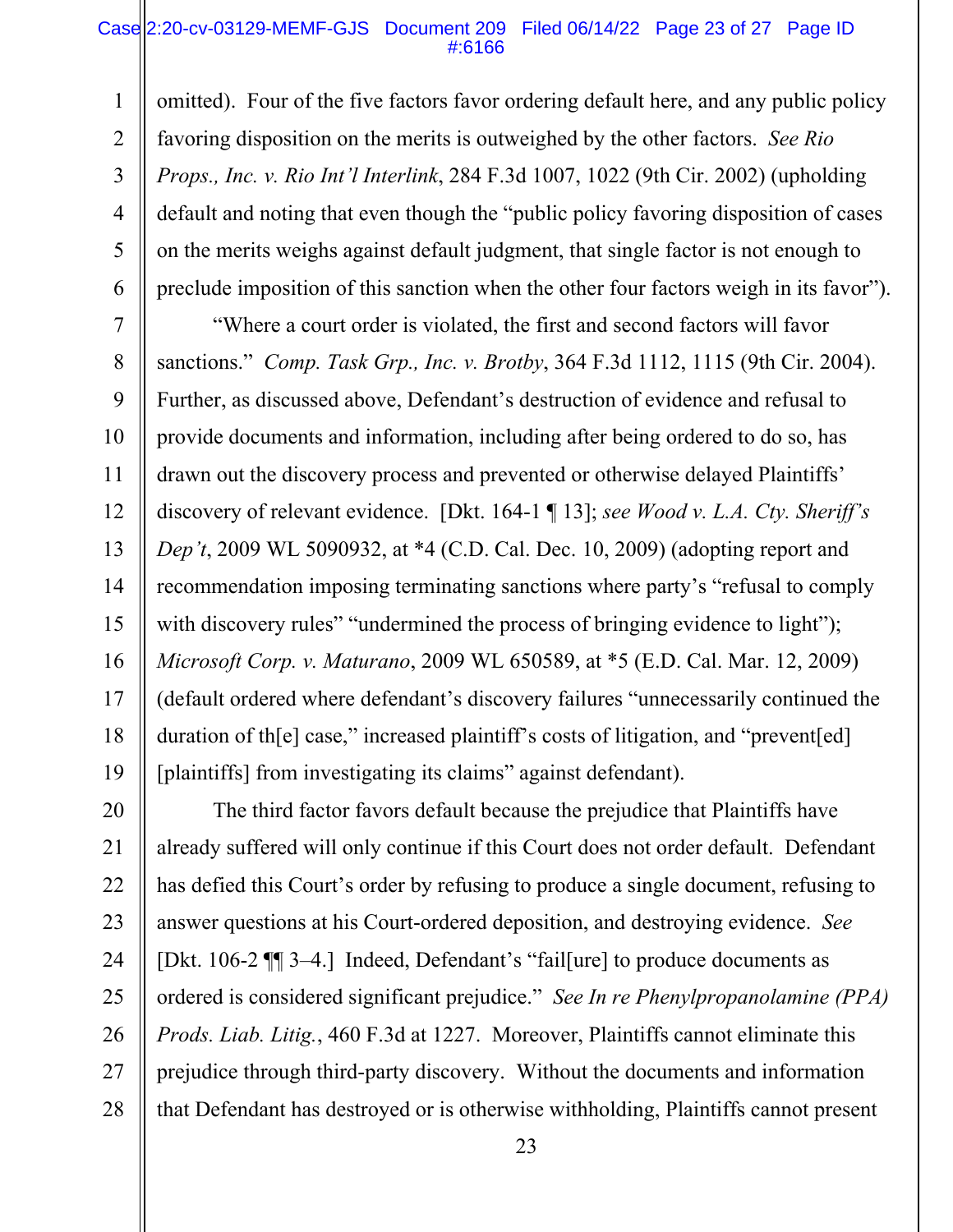omitted). Four of the five factors favor ordering default here, and any public policy favoring disposition on the merits is outweighed by the other factors. *See Rio Props., Inc. v. Rio Int'l Interlink*, 284 F.3d 1007, 1022 (9th Cir. 2002) (upholding default and noting that even though the "public policy favoring disposition of cases on the merits weighs against default judgment, that single factor is not enough to preclude imposition of this sanction when the other four factors weigh in its favor").

"Where a court order is violated, the first and second factors will favor sanctions." *Comp. Task Grp., Inc. v. Brotby*, 364 F.3d 1112, 1115 (9th Cir. 2004). Further, as discussed above, Defendant's destruction of evidence and refusal to provide documents and information, including after being ordered to do so, has drawn out the discovery process and prevented or otherwise delayed Plaintiffs' discovery of relevant evidence. [Dkt. 164-1 ¶ 13]; *see Wood v. L.A. Cty. Sheriff's Dep't*, 2009 WL 5090932, at *4 (C.D. Cal. Dec. 10, 2009) (adopting report and recommendation imposing terminating sanctions where party's "refusal to comply with discovery rules" "undermined the process of bringing evidence to light"); *Microsoft Corp. v. Maturano*, 2009 WL 650589, at *5 (E.D. Cal. Mar. 12, 2009) (default ordered where defendant's discovery failures "unnecessarily continued the duration of th[e] case," increased plaintiff's costs of litigation, and "prevent[ed] [plaintiffs] from investigating its claims" against defendant).

The third factor favors default because the prejudice that Plaintiffs have already suffered will only continue if this Court does not order default. Defendant has defied this Court's order by refusing to produce a single document, refusing to answer questions at his Court-ordered deposition, and destroying evidence. *See* [Dkt. 106-2 ¶¶ 3–4.] Indeed, Defendant's "fail[ure] to produce documents as ordered is considered significant prejudice." *See In re Phenylpropanolamine (PPA) Prods. Liab. Litig.*, 460 F.3d at 1227. Moreover, Plaintiffs cannot eliminate this prejudice through third-party discovery. Without the documents and information that Defendant has destroyed or is otherwise withholding, Plaintiffs cannot present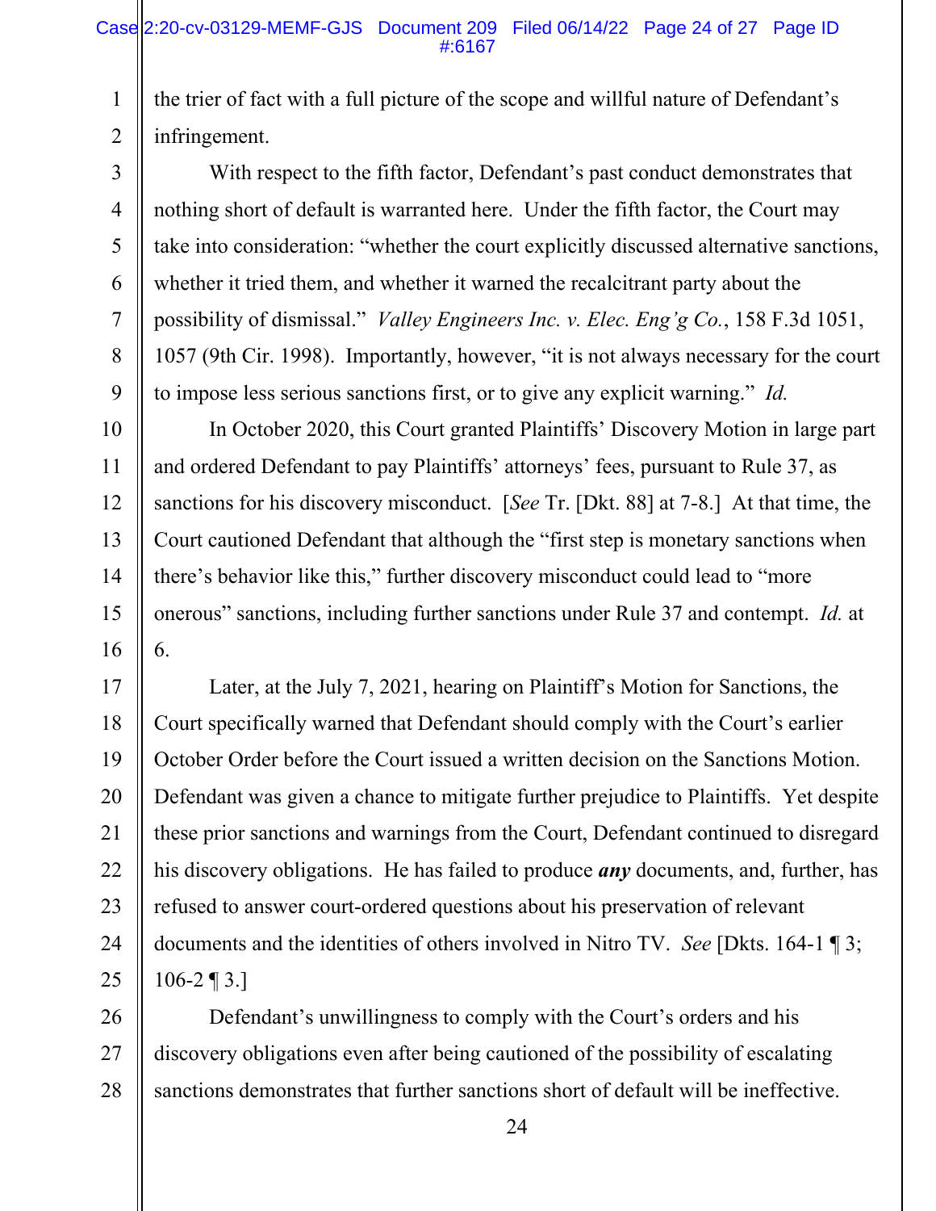the trier of fact with a full picture of the scope and willful nature of Defendant's infringement.

With respect to the fifth factor, Defendant's past conduct demonstrates that nothing short of default is warranted here. Under the fifth factor, the Court may take into consideration: "whether the court explicitly discussed alternative sanctions, whether it tried them, and whether it warned the recalcitrant party about the possibility of dismissal." *Valley Engineers Inc. v. Elec. Eng'g Co.*, 158 F.3d 1051, 1057 (9th Cir. 1998). Importantly, however, "it is not always necessary for the court to impose less serious sanctions first, or to give any explicit warning." *Id.*

In October 2020, this Court granted Plaintiffs' Discovery Motion in large part and ordered Defendant to pay Plaintiffs' attorneys' fees, pursuant to Rule 37, as sanctions for his discovery misconduct. [*See* Tr. [Dkt. 88] at 7-8.] At that time, the Court cautioned Defendant that although the "first step is monetary sanctions when there's behavior like this," further discovery misconduct could lead to "more onerous" sanctions, including further sanctions under Rule 37 and contempt. *Id.* at 6.

Later, at the July 7, 2021, hearing on Plaintiff's Motion for Sanctions, the Court specifically warned that Defendant should comply with the Court's earlier October Order before the Court issued a written decision on the Sanctions Motion. Defendant was given a chance to mitigate further prejudice to Plaintiffs. Yet despite these prior sanctions and warnings from the Court, Defendant continued to disregard his discovery obligations. He has failed to produce ***any*** documents, and, further, has refused to answer court-ordered questions about his preservation of relevant documents and the identities of others involved in Nitro TV. *See* [Dkts. 164-1 ¶ 3; 106-2 ¶ 3.]

Defendant's unwillingness to comply with the Court's orders and his discovery obligations even after being cautioned of the possibility of escalating sanctions demonstrates that further sanctions short of default will be ineffective.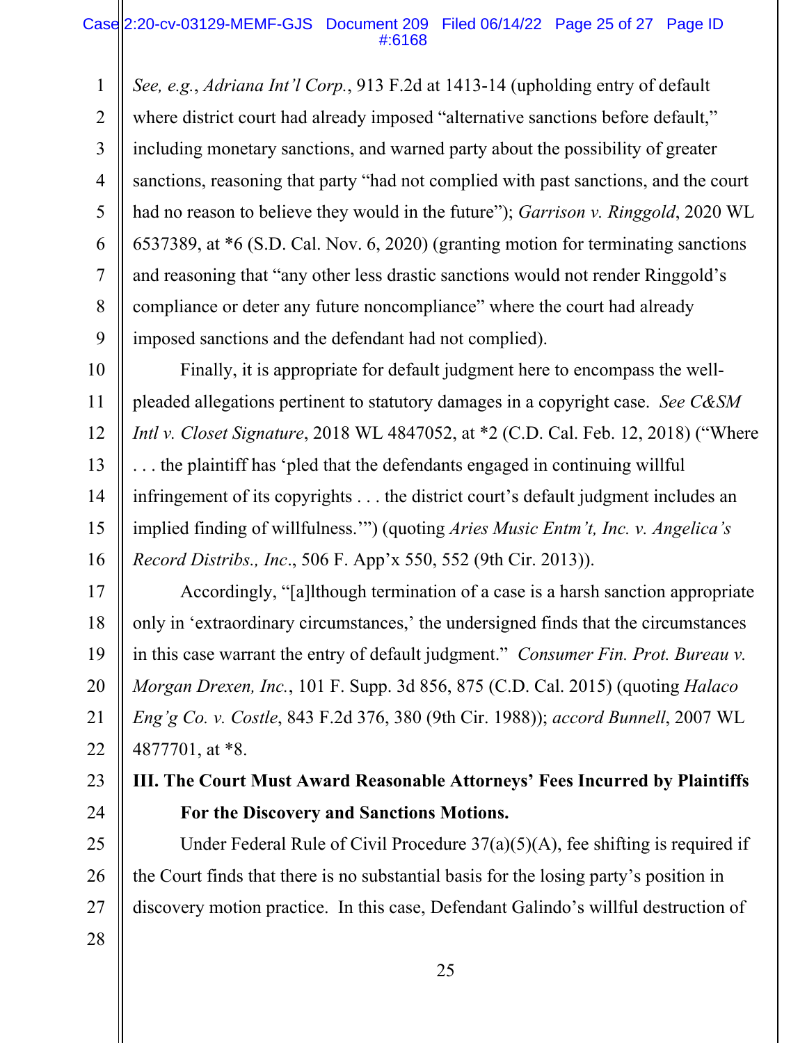*See, e.g.*, *Adriana Int'l Corp.*, 913 F.2d at 1413-14 (upholding entry of default where district court had already imposed "alternative sanctions before default," including monetary sanctions, and warned party about the possibility of greater sanctions, reasoning that party "had not complied with past sanctions, and the court had no reason to believe they would in the future"); *Garrison v. Ringgold*, 2020 WL 6537389, at *6 (S.D. Cal. Nov. 6, 2020) (granting motion for terminating sanctions and reasoning that "any other less drastic sanctions would not render Ringgold's compliance or deter any future noncompliance" where the court had already imposed sanctions and the defendant had not complied).

Finally, it is appropriate for default judgment here to encompass the well-pleaded allegations pertinent to statutory damages in a copyright case. *See C&SM Intl v. Closet Signature*, 2018 WL 4847052, at *2 (C.D. Cal. Feb. 12, 2018) ("Where . . . the plaintiff has 'pled that the defendants engaged in continuing willful infringement of its copyrights . . . the district court's default judgment includes an implied finding of willfulness.'") (quoting *Aries Music Entm't, Inc. v. Angelica's Record Distribs., Inc*., 506 F. App'x 550, 552 (9th Cir. 2013)).

Accordingly, "[a]lthough termination of a case is a harsh sanction appropriate only in 'extraordinary circumstances,' the undersigned finds that the circumstances in this case warrant the entry of default judgment." *Consumer Fin. Prot. Bureau v. Morgan Drexen, Inc.*, 101 F. Supp. 3d 856, 875 (C.D. Cal. 2015) (quoting *Halaco Eng'g Co. v. Costle*, 843 F.2d 376, 380 (9th Cir. 1988)); *accord Bunnell*, 2007 WL 4877701, at *8.

**III. The Court Must Award Reasonable Attorneys' Fees Incurred by Plaintiffs For the Discovery and Sanctions Motions.**

Under Federal Rule of Civil Procedure 37(a)(5)(A), fee shifting is required if the Court finds that there is no substantial basis for the losing party's position in discovery motion practice. In this case, Defendant Galindo's willful destruction of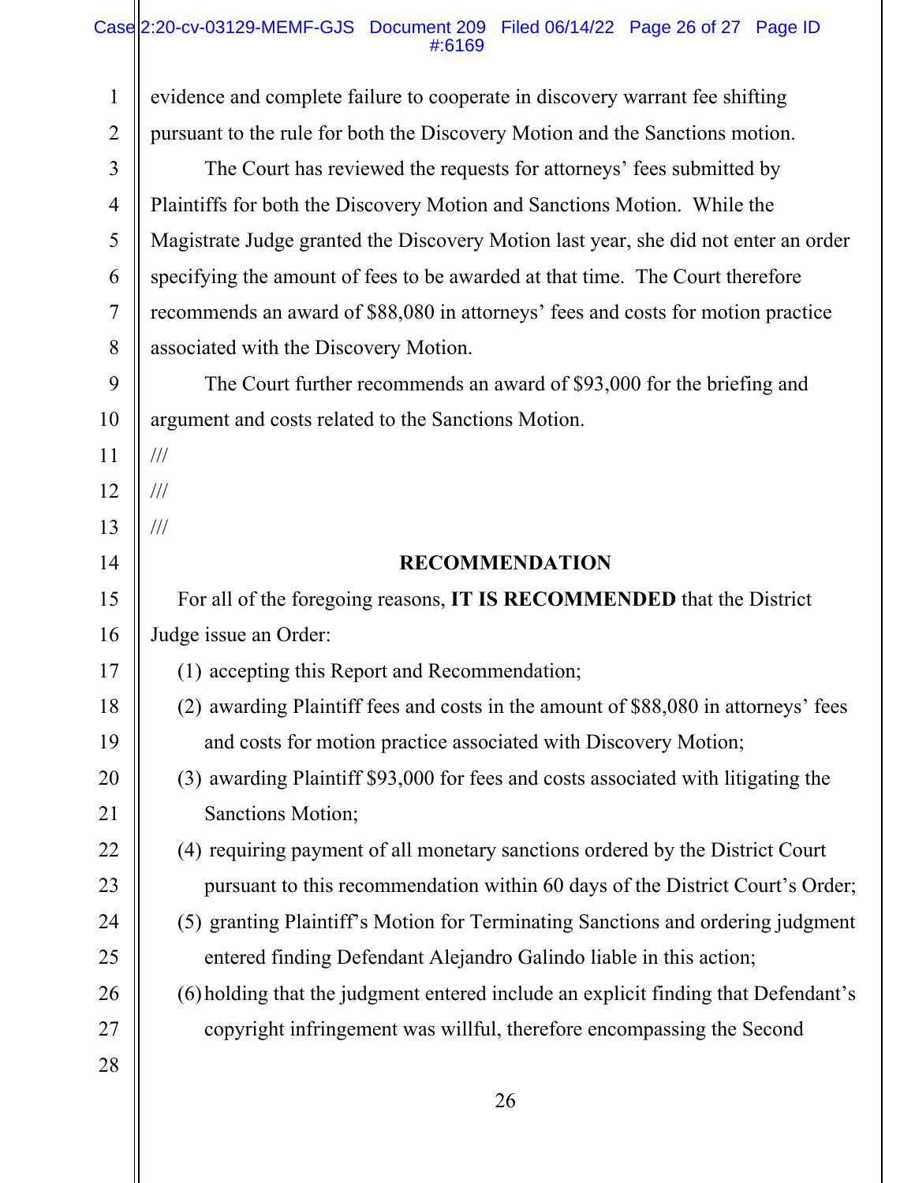evidence and complete failure to cooperate in discovery warrant fee shifting pursuant to the rule for both the Discovery Motion and the Sanctions motion.

The Court has reviewed the requests for attorneys' fees submitted by Plaintiffs for both the Discovery Motion and Sanctions Motion. While the Magistrate Judge granted the Discovery Motion last year, she did not enter an order specifying the amount of fees to be awarded at that time. The Court therefore recommends an award of $88,080 in attorneys' fees and costs for motion practice associated with the Discovery Motion.

The Court further recommends an award of $93,000 for the briefing and argument and costs related to the Sanctions Motion.

///

///

///

## RECOMMENDATION

For all of the foregoing reasons, **IT IS RECOMMENDED** that the District Judge issue an Order:

(1) accepting this Report and Recommendation;

(2) awarding Plaintiff fees and costs in the amount of $88,080 in attorneys' fees and costs for motion practice associated with Discovery Motion;

(3) awarding Plaintiff $93,000 for fees and costs associated with litigating the Sanctions Motion;

(4) requiring payment of all monetary sanctions ordered by the District Court pursuant to this recommendation within 60 days of the District Court's Order;

(5) granting Plaintiff's Motion for Terminating Sanctions and ordering judgment entered finding Defendant Alejandro Galindo liable in this action;

(6) holding that the judgment entered include an explicit finding that Defendant's copyright infringement was willful, therefore encompassing the Second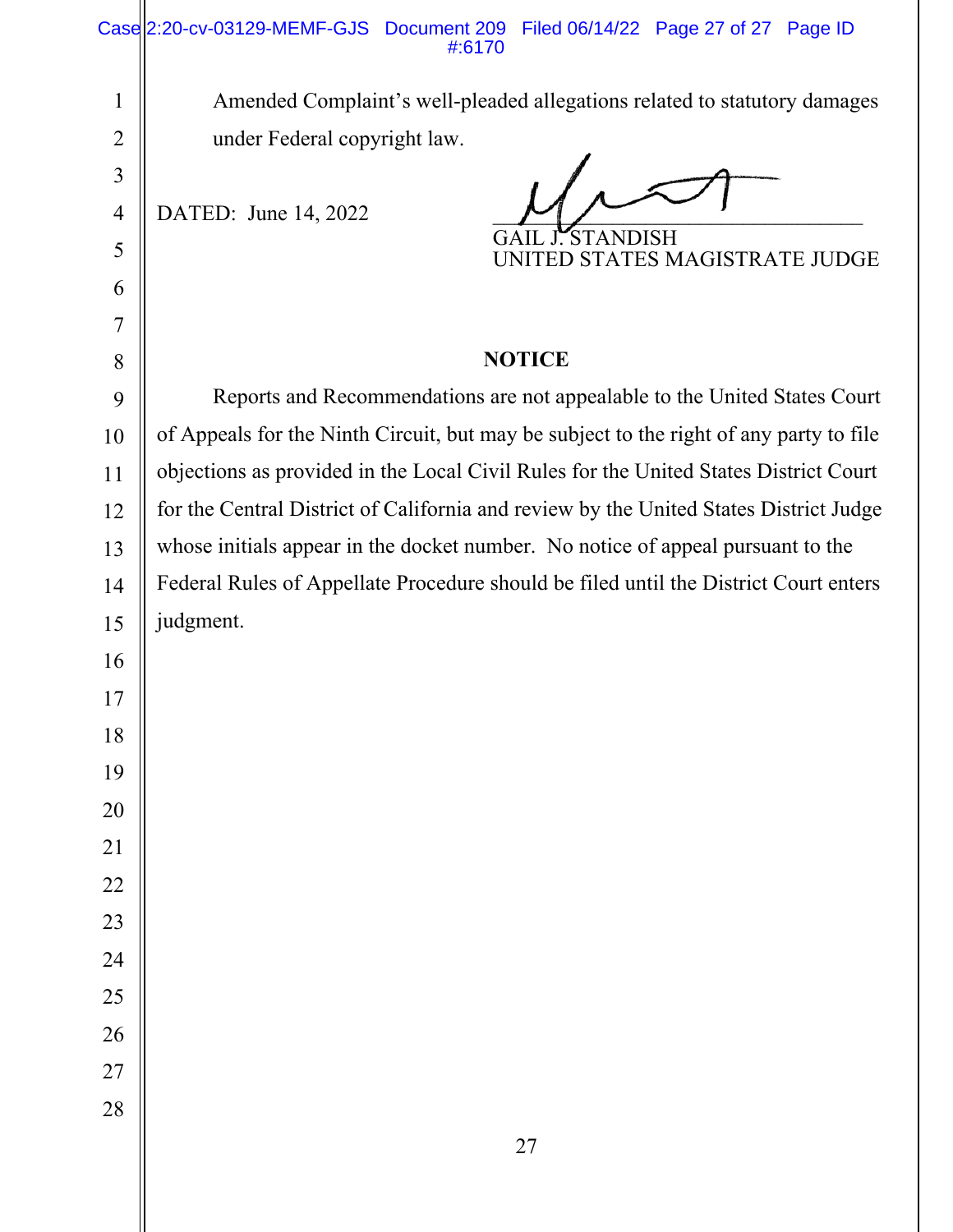Amended Complaint's well-pleaded allegations related to statutory damages under Federal copyright law.

DATED: June 14, 2022

GAIL J. STANDISH
UNITED STATES MAGISTRATE JUDGE

**NOTICE**

Reports and Recommendations are not appealable to the United States Court of Appeals for the Ninth Circuit, but may be subject to the right of any party to file objections as provided in the Local Civil Rules for the United States District Court for the Central District of California and review by the United States District Judge whose initials appear in the docket number. No notice of appeal pursuant to the Federal Rules of Appellate Procedure should be filed until the District Court enters judgment.